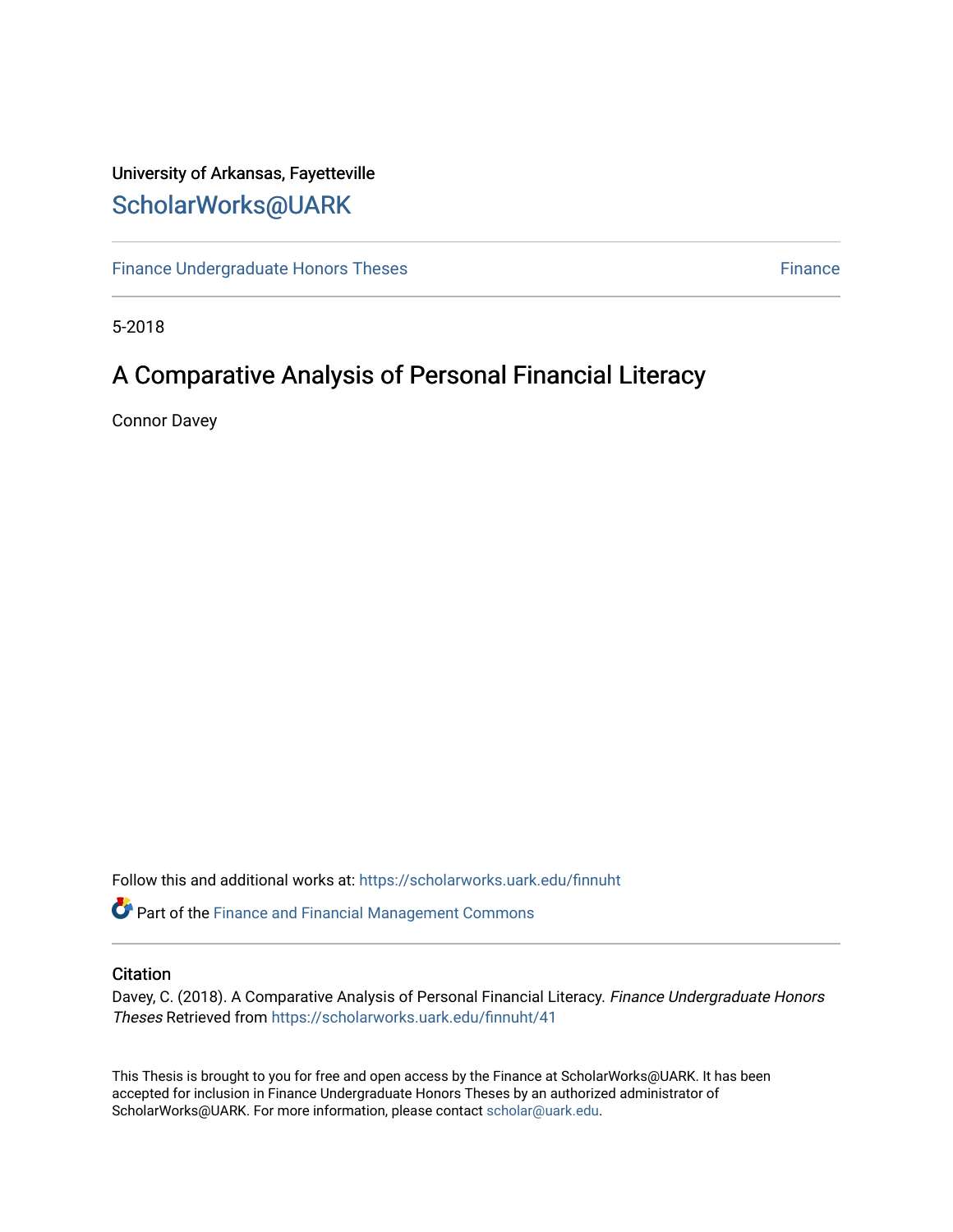University of Arkansas, Fayetteville

ScholarWorks@UARK

Finance Undergraduate Honors Theses

Finance

5-2018

# A Comparative Analysis of Personal Financial Literacy

Connor Davey

Follow this and additional works at: https://scholarworks.uark.edu/finnuht

Part of the Finance and Financial Management Commons

## Citation

Davey, C. (2018). A Comparative Analysis of Personal Financial Literacy. *Finance Undergraduate Honors Theses* Retrieved from https://scholarworks.uark.edu/finnuht/41

This Thesis is brought to you for free and open access by the Finance at ScholarWorks@UARK. It has been accepted for inclusion in Finance Undergraduate Honors Theses by an authorized administrator of ScholarWorks@UARK. For more information, please contact scholar@uark.edu.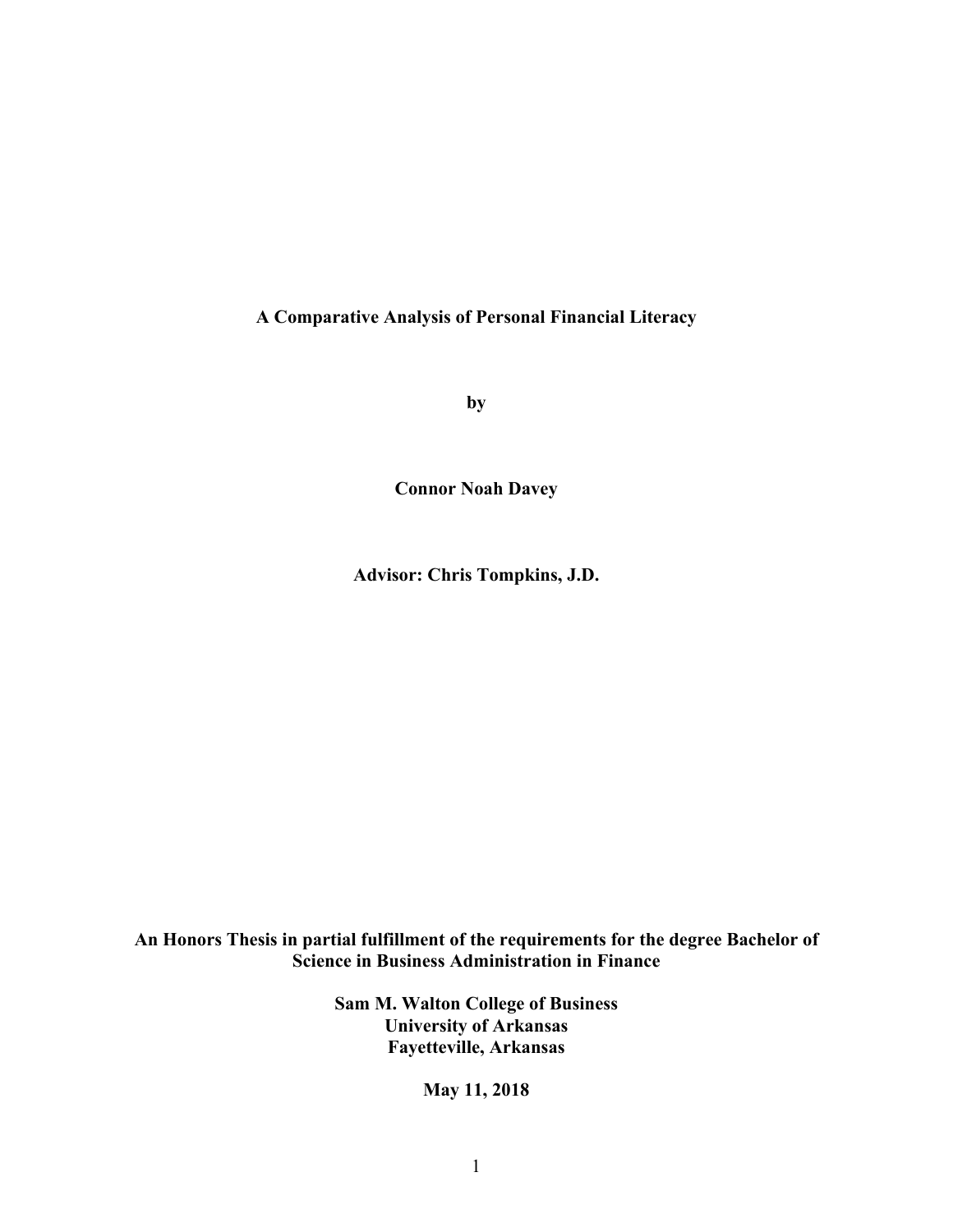**A Comparative Analysis of Personal Financial Literacy**

**by**

**Connor Noah Davey**

**Advisor: Chris Tompkins, J.D.**

**An Honors Thesis in partial fulfillment of the requirements for the degree Bachelor of Science in Business Administration in Finance**

**Sam M. Walton College of Business**
**University of Arkansas**
**Fayetteville, Arkansas**

**May 11, 2018**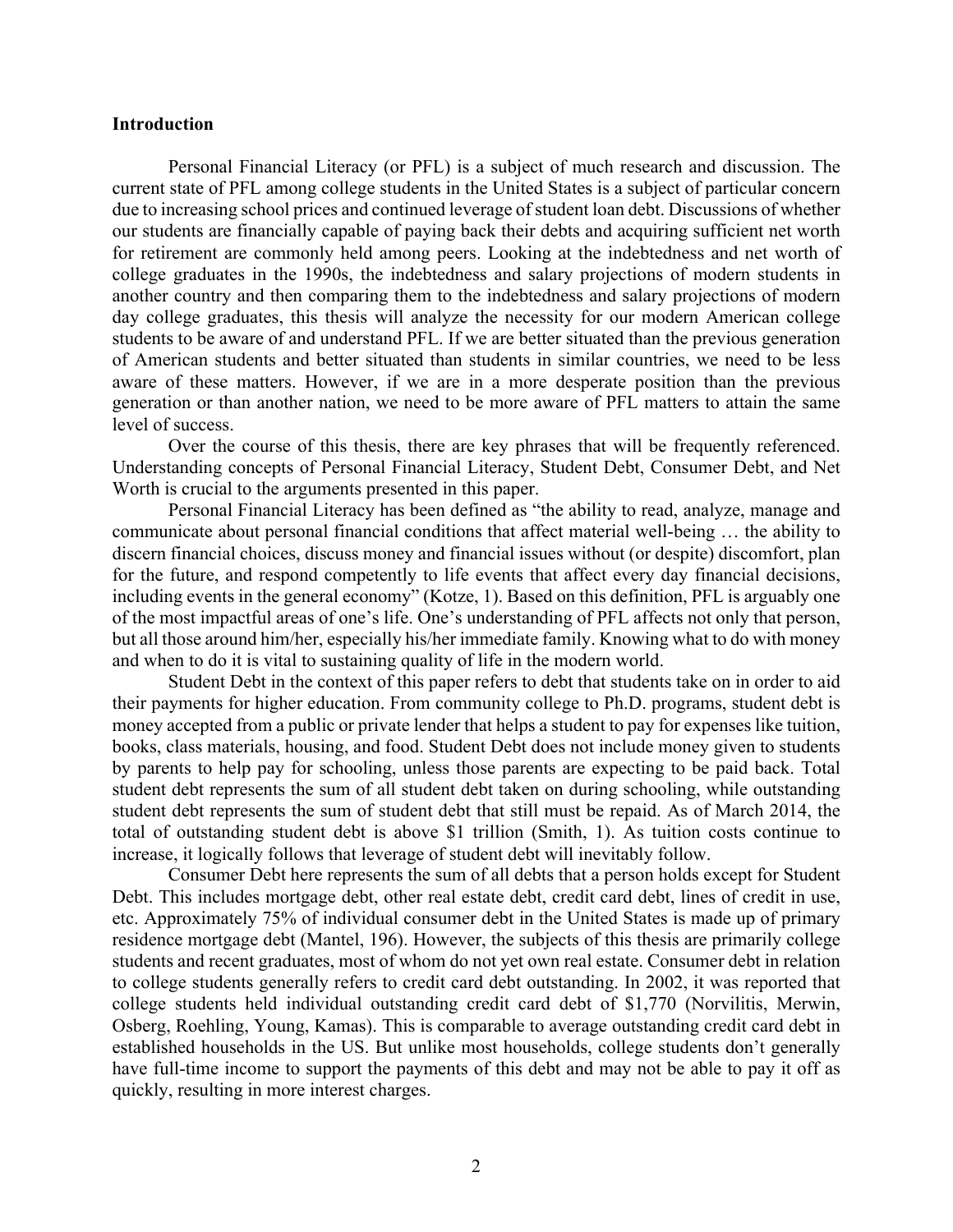**Introduction**

Personal Financial Literacy (or PFL) is a subject of much research and discussion. The current state of PFL among college students in the United States is a subject of particular concern due to increasing school prices and continued leverage of student loan debt. Discussions of whether our students are financially capable of paying back their debts and acquiring sufficient net worth for retirement are commonly held among peers. Looking at the indebtedness and net worth of college graduates in the 1990s, the indebtedness and salary projections of modern students in another country and then comparing them to the indebtedness and salary projections of modern day college graduates, this thesis will analyze the necessity for our modern American college students to be aware of and understand PFL. If we are better situated than the previous generation of American students and better situated than students in similar countries, we need to be less aware of these matters. However, if we are in a more desperate position than the previous generation or than another nation, we need to be more aware of PFL matters to attain the same level of success.

Over the course of this thesis, there are key phrases that will be frequently referenced. Understanding concepts of Personal Financial Literacy, Student Debt, Consumer Debt, and Net Worth is crucial to the arguments presented in this paper.

Personal Financial Literacy has been defined as "the ability to read, analyze, manage and communicate about personal financial conditions that affect material well-being … the ability to discern financial choices, discuss money and financial issues without (or despite) discomfort, plan for the future, and respond competently to life events that affect every day financial decisions, including events in the general economy" (Kotze, 1). Based on this definition, PFL is arguably one of the most impactful areas of one's life. One's understanding of PFL affects not only that person, but all those around him/her, especially his/her immediate family. Knowing what to do with money and when to do it is vital to sustaining quality of life in the modern world.

Student Debt in the context of this paper refers to debt that students take on in order to aid their payments for higher education. From community college to Ph.D. programs, student debt is money accepted from a public or private lender that helps a student to pay for expenses like tuition, books, class materials, housing, and food. Student Debt does not include money given to students by parents to help pay for schooling, unless those parents are expecting to be paid back. Total student debt represents the sum of all student debt taken on during schooling, while outstanding student debt represents the sum of student debt that still must be repaid. As of March 2014, the total of outstanding student debt is above $1 trillion (Smith, 1). As tuition costs continue to increase, it logically follows that leverage of student debt will inevitably follow.

Consumer Debt here represents the sum of all debts that a person holds except for Student Debt. This includes mortgage debt, other real estate debt, credit card debt, lines of credit in use, etc. Approximately 75% of individual consumer debt in the United States is made up of primary residence mortgage debt (Mantel, 196). However, the subjects of this thesis are primarily college students and recent graduates, most of whom do not yet own real estate. Consumer debt in relation to college students generally refers to credit card debt outstanding. In 2002, it was reported that college students held individual outstanding credit card debt of $1,770 (Norvilitis, Merwin, Osberg, Roehling, Young, Kamas). This is comparable to average outstanding credit card debt in established households in the US. But unlike most households, college students don't generally have full-time income to support the payments of this debt and may not be able to pay it off as quickly, resulting in more interest charges.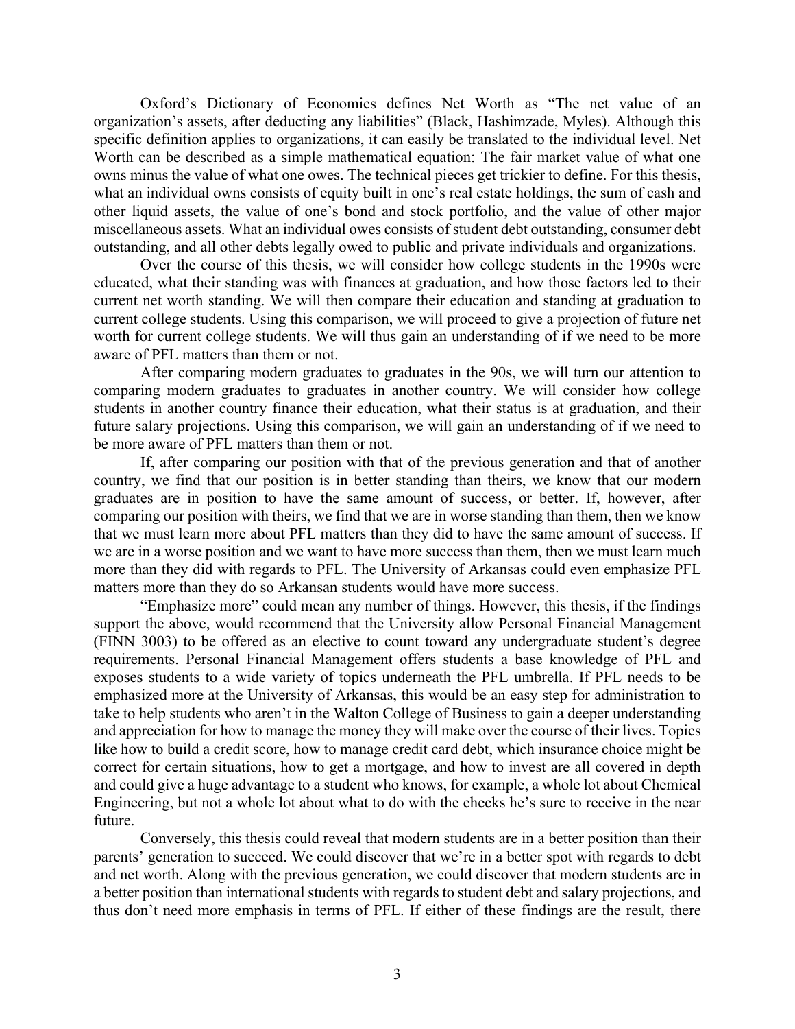Oxford's Dictionary of Economics defines Net Worth as "The net value of an organization's assets, after deducting any liabilities" (Black, Hashimzade, Myles). Although this specific definition applies to organizations, it can easily be translated to the individual level. Net Worth can be described as a simple mathematical equation: The fair market value of what one owns minus the value of what one owes. The technical pieces get trickier to define. For this thesis, what an individual owns consists of equity built in one's real estate holdings, the sum of cash and other liquid assets, the value of one's bond and stock portfolio, and the value of other major miscellaneous assets. What an individual owes consists of student debt outstanding, consumer debt outstanding, and all other debts legally owed to public and private individuals and organizations.

Over the course of this thesis, we will consider how college students in the 1990s were educated, what their standing was with finances at graduation, and how those factors led to their current net worth standing. We will then compare their education and standing at graduation to current college students. Using this comparison, we will proceed to give a projection of future net worth for current college students. We will thus gain an understanding of if we need to be more aware of PFL matters than them or not.

After comparing modern graduates to graduates in the 90s, we will turn our attention to comparing modern graduates to graduates in another country. We will consider how college students in another country finance their education, what their status is at graduation, and their future salary projections. Using this comparison, we will gain an understanding of if we need to be more aware of PFL matters than them or not.

If, after comparing our position with that of the previous generation and that of another country, we find that our position is in better standing than theirs, we know that our modern graduates are in position to have the same amount of success, or better. If, however, after comparing our position with theirs, we find that we are in worse standing than them, then we know that we must learn more about PFL matters than they did to have the same amount of success. If we are in a worse position and we want to have more success than them, then we must learn much more than they did with regards to PFL. The University of Arkansas could even emphasize PFL matters more than they do so Arkansan students would have more success.

"Emphasize more" could mean any number of things. However, this thesis, if the findings support the above, would recommend that the University allow Personal Financial Management (FINN 3003) to be offered as an elective to count toward any undergraduate student's degree requirements. Personal Financial Management offers students a base knowledge of PFL and exposes students to a wide variety of topics underneath the PFL umbrella. If PFL needs to be emphasized more at the University of Arkansas, this would be an easy step for administration to take to help students who aren't in the Walton College of Business to gain a deeper understanding and appreciation for how to manage the money they will make over the course of their lives. Topics like how to build a credit score, how to manage credit card debt, which insurance choice might be correct for certain situations, how to get a mortgage, and how to invest are all covered in depth and could give a huge advantage to a student who knows, for example, a whole lot about Chemical Engineering, but not a whole lot about what to do with the checks he's sure to receive in the near future.

Conversely, this thesis could reveal that modern students are in a better position than their parents' generation to succeed. We could discover that we're in a better spot with regards to debt and net worth. Along with the previous generation, we could discover that modern students are in a better position than international students with regards to student debt and salary projections, and thus don't need more emphasis in terms of PFL. If either of these findings are the result, there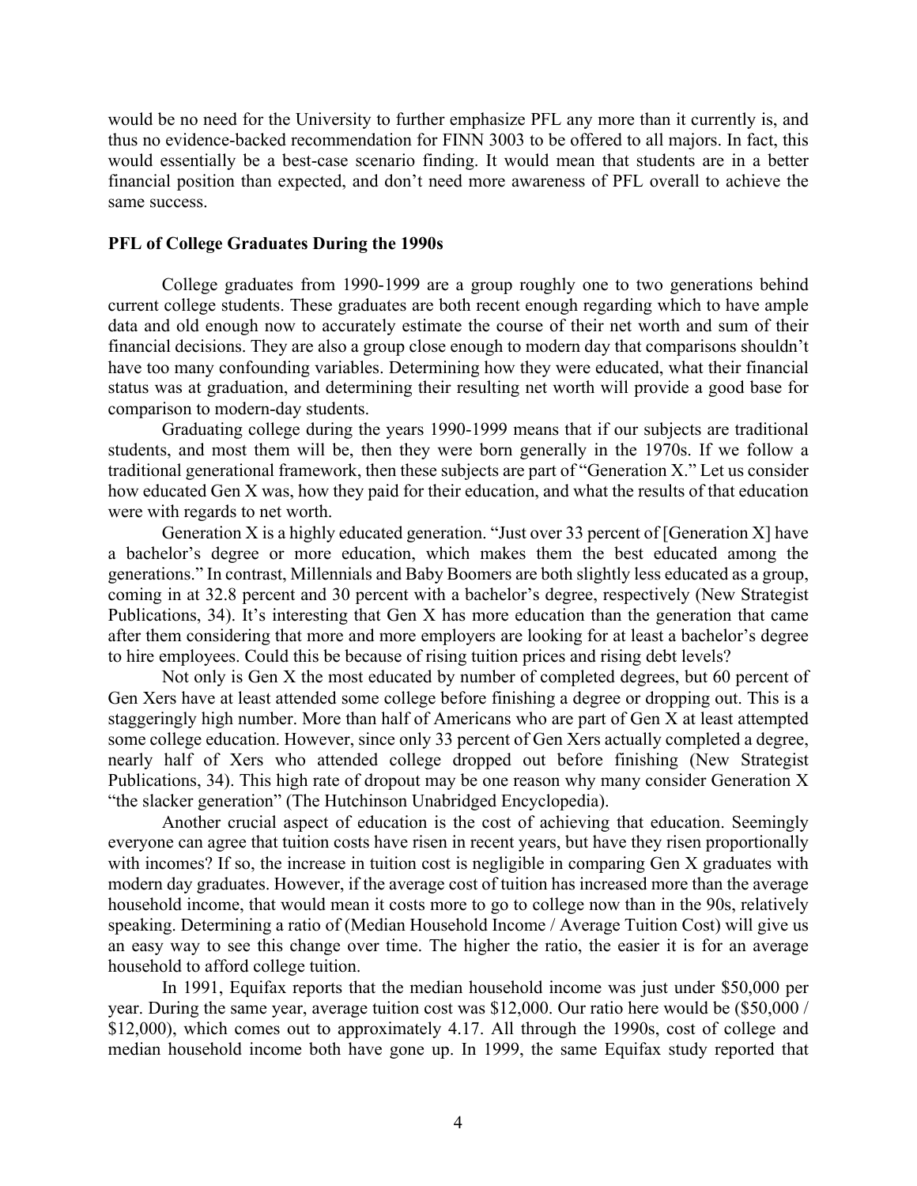would be no need for the University to further emphasize PFL any more than it currently is, and thus no evidence-backed recommendation for FINN 3003 to be offered to all majors. In fact, this would essentially be a best-case scenario finding. It would mean that students are in a better financial position than expected, and don't need more awareness of PFL overall to achieve the same success.

**PFL of College Graduates During the 1990s**

College graduates from 1990-1999 are a group roughly one to two generations behind current college students. These graduates are both recent enough regarding which to have ample data and old enough now to accurately estimate the course of their net worth and sum of their financial decisions. They are also a group close enough to modern day that comparisons shouldn't have too many confounding variables. Determining how they were educated, what their financial status was at graduation, and determining their resulting net worth will provide a good base for comparison to modern-day students.

Graduating college during the years 1990-1999 means that if our subjects are traditional students, and most them will be, then they were born generally in the 1970s. If we follow a traditional generational framework, then these subjects are part of "Generation X." Let us consider how educated Gen X was, how they paid for their education, and what the results of that education were with regards to net worth.

Generation X is a highly educated generation. "Just over 33 percent of [Generation X] have a bachelor's degree or more education, which makes them the best educated among the generations." In contrast, Millennials and Baby Boomers are both slightly less educated as a group, coming in at 32.8 percent and 30 percent with a bachelor's degree, respectively (New Strategist Publications, 34). It's interesting that Gen X has more education than the generation that came after them considering that more and more employers are looking for at least a bachelor's degree to hire employees. Could this be because of rising tuition prices and rising debt levels?

Not only is Gen X the most educated by number of completed degrees, but 60 percent of Gen Xers have at least attended some college before finishing a degree or dropping out. This is a staggeringly high number. More than half of Americans who are part of Gen X at least attempted some college education. However, since only 33 percent of Gen Xers actually completed a degree, nearly half of Xers who attended college dropped out before finishing (New Strategist Publications, 34). This high rate of dropout may be one reason why many consider Generation X "the slacker generation" (The Hutchinson Unabridged Encyclopedia).

Another crucial aspect of education is the cost of achieving that education. Seemingly everyone can agree that tuition costs have risen in recent years, but have they risen proportionally with incomes? If so, the increase in tuition cost is negligible in comparing Gen X graduates with modern day graduates. However, if the average cost of tuition has increased more than the average household income, that would mean it costs more to go to college now than in the 90s, relatively speaking. Determining a ratio of (Median Household Income / Average Tuition Cost) will give us an easy way to see this change over time. The higher the ratio, the easier it is for an average household to afford college tuition.

In 1991, Equifax reports that the median household income was just under $50,000 per year. During the same year, average tuition cost was $12,000. Our ratio here would be ($50,000 / $12,000), which comes out to approximately 4.17. All through the 1990s, cost of college and median household income both have gone up. In 1999, the same Equifax study reported that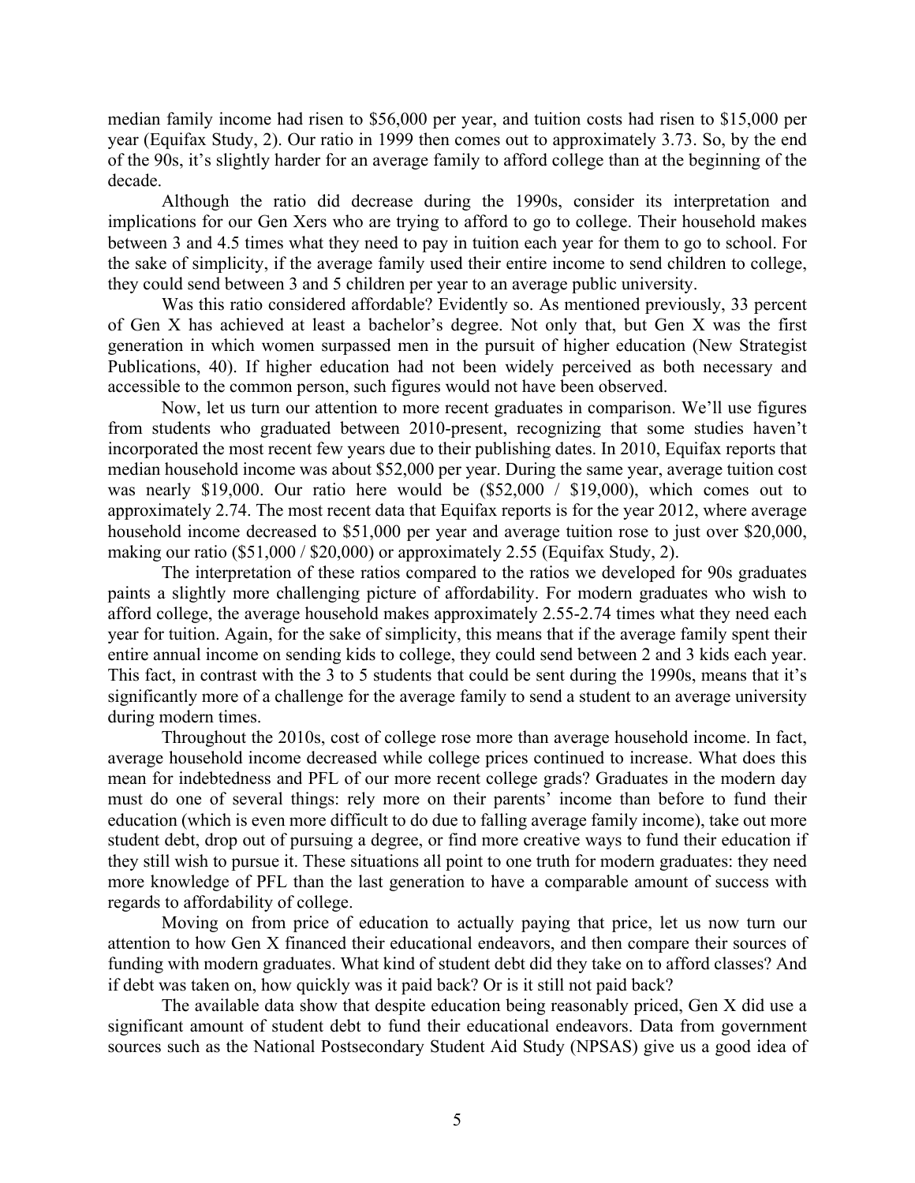median family income had risen to $56,000 per year, and tuition costs had risen to $15,000 per year (Equifax Study, 2). Our ratio in 1999 then comes out to approximately 3.73. So, by the end of the 90s, it's slightly harder for an average family to afford college than at the beginning of the decade.

Although the ratio did decrease during the 1990s, consider its interpretation and implications for our Gen Xers who are trying to afford to go to college. Their household makes between 3 and 4.5 times what they need to pay in tuition each year for them to go to school. For the sake of simplicity, if the average family used their entire income to send children to college, they could send between 3 and 5 children per year to an average public university.

Was this ratio considered affordable? Evidently so. As mentioned previously, 33 percent of Gen X has achieved at least a bachelor's degree. Not only that, but Gen X was the first generation in which women surpassed men in the pursuit of higher education (New Strategist Publications, 40). If higher education had not been widely perceived as both necessary and accessible to the common person, such figures would not have been observed.

Now, let us turn our attention to more recent graduates in comparison. We'll use figures from students who graduated between 2010-present, recognizing that some studies haven't incorporated the most recent few years due to their publishing dates. In 2010, Equifax reports that median household income was about $52,000 per year. During the same year, average tuition cost was nearly $19,000. Our ratio here would be ($52,000 / $19,000), which comes out to approximately 2.74. The most recent data that Equifax reports is for the year 2012, where average household income decreased to $51,000 per year and average tuition rose to just over $20,000, making our ratio ($51,000 / $20,000) or approximately 2.55 (Equifax Study, 2).

The interpretation of these ratios compared to the ratios we developed for 90s graduates paints a slightly more challenging picture of affordability. For modern graduates who wish to afford college, the average household makes approximately 2.55-2.74 times what they need each year for tuition. Again, for the sake of simplicity, this means that if the average family spent their entire annual income on sending kids to college, they could send between 2 and 3 kids each year. This fact, in contrast with the 3 to 5 students that could be sent during the 1990s, means that it's significantly more of a challenge for the average family to send a student to an average university during modern times.

Throughout the 2010s, cost of college rose more than average household income. In fact, average household income decreased while college prices continued to increase. What does this mean for indebtedness and PFL of our more recent college grads? Graduates in the modern day must do one of several things: rely more on their parents' income than before to fund their education (which is even more difficult to do due to falling average family income), take out more student debt, drop out of pursuing a degree, or find more creative ways to fund their education if they still wish to pursue it. These situations all point to one truth for modern graduates: they need more knowledge of PFL than the last generation to have a comparable amount of success with regards to affordability of college.

Moving on from price of education to actually paying that price, let us now turn our attention to how Gen X financed their educational endeavors, and then compare their sources of funding with modern graduates. What kind of student debt did they take on to afford classes? And if debt was taken on, how quickly was it paid back? Or is it still not paid back?

The available data show that despite education being reasonably priced, Gen X did use a significant amount of student debt to fund their educational endeavors. Data from government sources such as the National Postsecondary Student Aid Study (NPSAS) give us a good idea of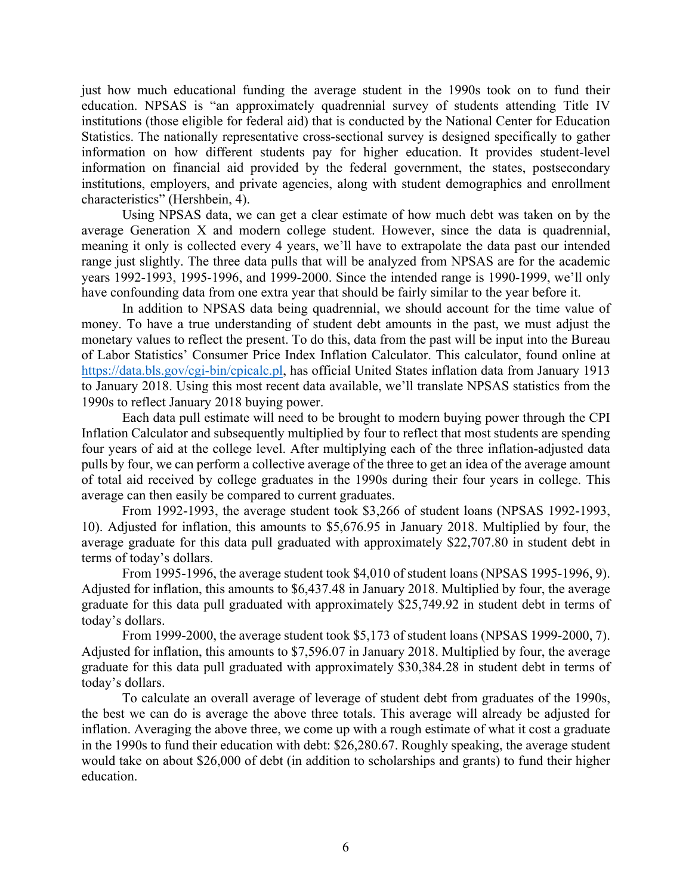just how much educational funding the average student in the 1990s took on to fund their education. NPSAS is "an approximately quadrennial survey of students attending Title IV institutions (those eligible for federal aid) that is conducted by the National Center for Education Statistics. The nationally representative cross-sectional survey is designed specifically to gather information on how different students pay for higher education. It provides student-level information on financial aid provided by the federal government, the states, postsecondary institutions, employers, and private agencies, along with student demographics and enrollment characteristics" (Hershbein, 4).

Using NPSAS data, we can get a clear estimate of how much debt was taken on by the average Generation X and modern college student. However, since the data is quadrennial, meaning it only is collected every 4 years, we'll have to extrapolate the data past our intended range just slightly. The three data pulls that will be analyzed from NPSAS are for the academic years 1992-1993, 1995-1996, and 1999-2000. Since the intended range is 1990-1999, we'll only have confounding data from one extra year that should be fairly similar to the year before it.

In addition to NPSAS data being quadrennial, we should account for the time value of money. To have a true understanding of student debt amounts in the past, we must adjust the monetary values to reflect the present. To do this, data from the past will be input into the Bureau of Labor Statistics' Consumer Price Index Inflation Calculator. This calculator, found online at https://data.bls.gov/cgi-bin/cpicalc.pl, has official United States inflation data from January 1913 to January 2018. Using this most recent data available, we'll translate NPSAS statistics from the 1990s to reflect January 2018 buying power.

Each data pull estimate will need to be brought to modern buying power through the CPI Inflation Calculator and subsequently multiplied by four to reflect that most students are spending four years of aid at the college level. After multiplying each of the three inflation-adjusted data pulls by four, we can perform a collective average of the three to get an idea of the average amount of total aid received by college graduates in the 1990s during their four years in college. This average can then easily be compared to current graduates.

From 1992-1993, the average student took $3,266 of student loans (NPSAS 1992-1993, 10). Adjusted for inflation, this amounts to $5,676.95 in January 2018. Multiplied by four, the average graduate for this data pull graduated with approximately $22,707.80 in student debt in terms of today's dollars.

From 1995-1996, the average student took $4,010 of student loans (NPSAS 1995-1996, 9). Adjusted for inflation, this amounts to $6,437.48 in January 2018. Multiplied by four, the average graduate for this data pull graduated with approximately $25,749.92 in student debt in terms of today's dollars.

From 1999-2000, the average student took $5,173 of student loans (NPSAS 1999-2000, 7). Adjusted for inflation, this amounts to $7,596.07 in January 2018. Multiplied by four, the average graduate for this data pull graduated with approximately $30,384.28 in student debt in terms of today's dollars.

To calculate an overall average of leverage of student debt from graduates of the 1990s, the best we can do is average the above three totals. This average will already be adjusted for inflation. Averaging the above three, we come up with a rough estimate of what it cost a graduate in the 1990s to fund their education with debt: $26,280.67. Roughly speaking, the average student would take on about $26,000 of debt (in addition to scholarships and grants) to fund their higher education.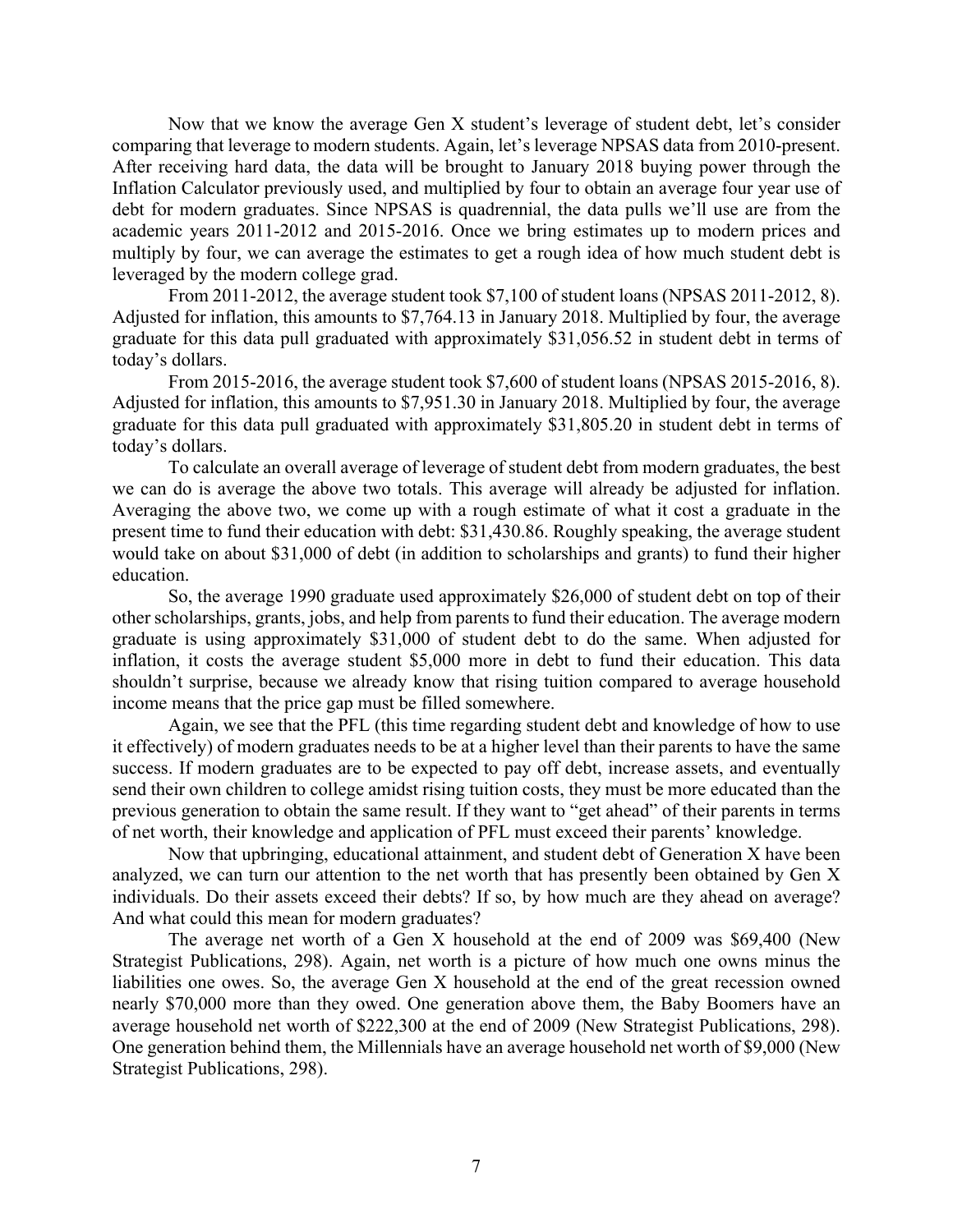Now that we know the average Gen X student's leverage of student debt, let's consider comparing that leverage to modern students. Again, let's leverage NPSAS data from 2010-present. After receiving hard data, the data will be brought to January 2018 buying power through the Inflation Calculator previously used, and multiplied by four to obtain an average four year use of debt for modern graduates. Since NPSAS is quadrennial, the data pulls we'll use are from the academic years 2011-2012 and 2015-2016. Once we bring estimates up to modern prices and multiply by four, we can average the estimates to get a rough idea of how much student debt is leveraged by the modern college grad.

From 2011-2012, the average student took $7,100 of student loans (NPSAS 2011-2012, 8). Adjusted for inflation, this amounts to $7,764.13 in January 2018. Multiplied by four, the average graduate for this data pull graduated with approximately $31,056.52 in student debt in terms of today's dollars.

From 2015-2016, the average student took $7,600 of student loans (NPSAS 2015-2016, 8). Adjusted for inflation, this amounts to $7,951.30 in January 2018. Multiplied by four, the average graduate for this data pull graduated with approximately $31,805.20 in student debt in terms of today's dollars.

To calculate an overall average of leverage of student debt from modern graduates, the best we can do is average the above two totals. This average will already be adjusted for inflation. Averaging the above two, we come up with a rough estimate of what it cost a graduate in the present time to fund their education with debt: $31,430.86. Roughly speaking, the average student would take on about $31,000 of debt (in addition to scholarships and grants) to fund their higher education.

So, the average 1990 graduate used approximately $26,000 of student debt on top of their other scholarships, grants, jobs, and help from parents to fund their education. The average modern graduate is using approximately $31,000 of student debt to do the same. When adjusted for inflation, it costs the average student $5,000 more in debt to fund their education. This data shouldn't surprise, because we already know that rising tuition compared to average household income means that the price gap must be filled somewhere.

Again, we see that the PFL (this time regarding student debt and knowledge of how to use it effectively) of modern graduates needs to be at a higher level than their parents to have the same success. If modern graduates are to be expected to pay off debt, increase assets, and eventually send their own children to college amidst rising tuition costs, they must be more educated than the previous generation to obtain the same result. If they want to "get ahead" of their parents in terms of net worth, their knowledge and application of PFL must exceed their parents' knowledge.

Now that upbringing, educational attainment, and student debt of Generation X have been analyzed, we can turn our attention to the net worth that has presently been obtained by Gen X individuals. Do their assets exceed their debts? If so, by how much are they ahead on average? And what could this mean for modern graduates?

The average net worth of a Gen X household at the end of 2009 was $69,400 (New Strategist Publications, 298). Again, net worth is a picture of how much one owns minus the liabilities one owes. So, the average Gen X household at the end of the great recession owned nearly $70,000 more than they owed. One generation above them, the Baby Boomers have an average household net worth of $222,300 at the end of 2009 (New Strategist Publications, 298). One generation behind them, the Millennials have an average household net worth of $9,000 (New Strategist Publications, 298).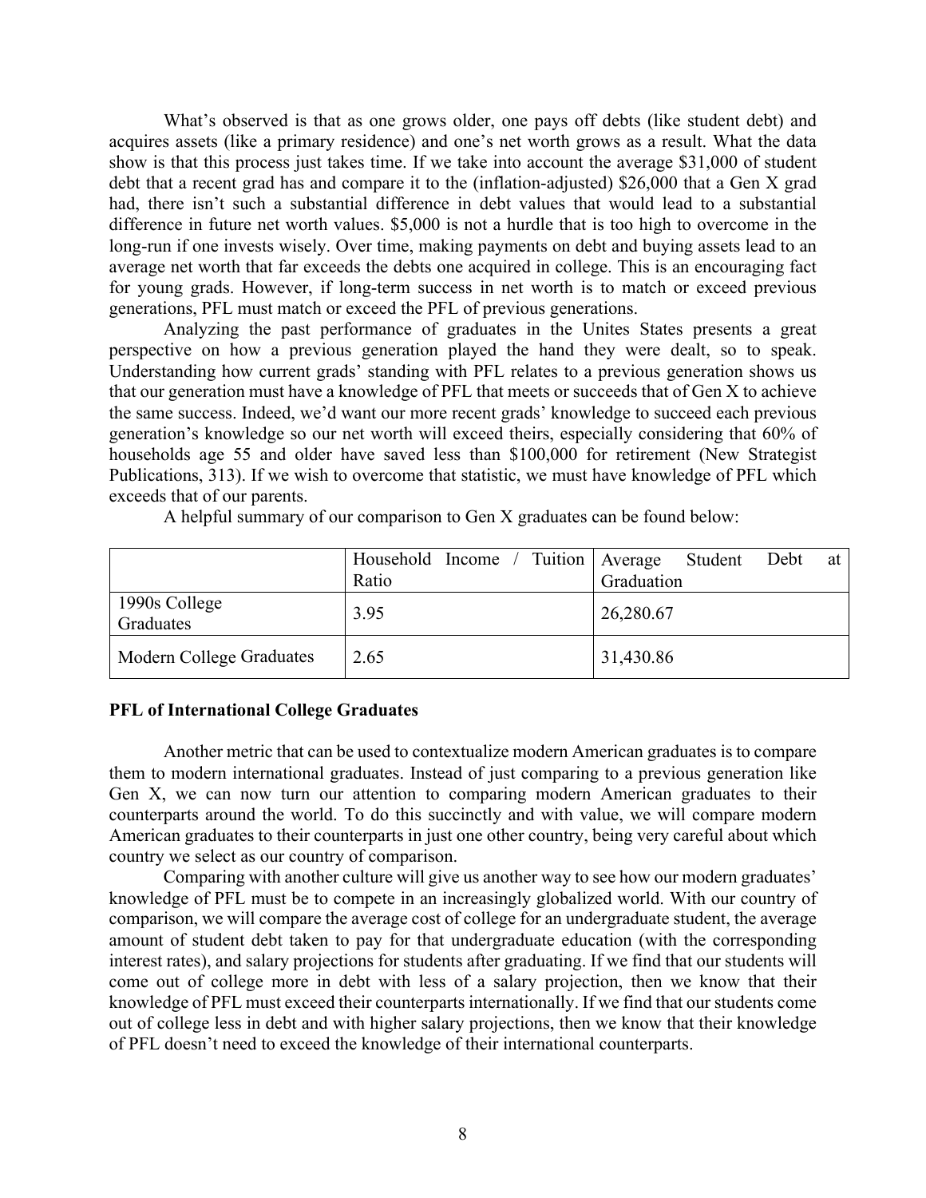What's observed is that as one grows older, one pays off debts (like student debt) and acquires assets (like a primary residence) and one's net worth grows as a result. What the data show is that this process just takes time. If we take into account the average $31,000 of student debt that a recent grad has and compare it to the (inflation-adjusted) $26,000 that a Gen X grad had, there isn't such a substantial difference in debt values that would lead to a substantial difference in future net worth values. $5,000 is not a hurdle that is too high to overcome in the long-run if one invests wisely. Over time, making payments on debt and buying assets lead to an average net worth that far exceeds the debts one acquired in college. This is an encouraging fact for young grads. However, if long-term success in net worth is to match or exceed previous generations, PFL must match or exceed the PFL of previous generations.

Analyzing the past performance of graduates in the Unites States presents a great perspective on how a previous generation played the hand they were dealt, so to speak. Understanding how current grads' standing with PFL relates to a previous generation shows us that our generation must have a knowledge of PFL that meets or succeeds that of Gen X to achieve the same success. Indeed, we'd want our more recent grads' knowledge to succeed each previous generation's knowledge so our net worth will exceed theirs, especially considering that 60% of households age 55 and older have saved less than $100,000 for retirement (New Strategist Publications, 313). If we wish to overcome that statistic, we must have knowledge of PFL which exceeds that of our parents.

A helpful summary of our comparison to Gen X graduates can be found below:

| | Household Income / Tuition Ratio | Average Student Debt at Graduation |
|---|---|---|
| 1990s College Graduates | 3.95 | 26,280.67 |
| Modern College Graduates | 2.65 | 31,430.86 |

**PFL of International College Graduates**

Another metric that can be used to contextualize modern American graduates is to compare them to modern international graduates. Instead of just comparing to a previous generation like Gen X, we can now turn our attention to comparing modern American graduates to their counterparts around the world. To do this succinctly and with value, we will compare modern American graduates to their counterparts in just one other country, being very careful about which country we select as our country of comparison.

Comparing with another culture will give us another way to see how our modern graduates' knowledge of PFL must be to compete in an increasingly globalized world. With our country of comparison, we will compare the average cost of college for an undergraduate student, the average amount of student debt taken to pay for that undergraduate education (with the corresponding interest rates), and salary projections for students after graduating. If we find that our students will come out of college more in debt with less of a salary projection, then we know that their knowledge of PFL must exceed their counterparts internationally. If we find that our students come out of college less in debt and with higher salary projections, then we know that their knowledge of PFL doesn't need to exceed the knowledge of their international counterparts.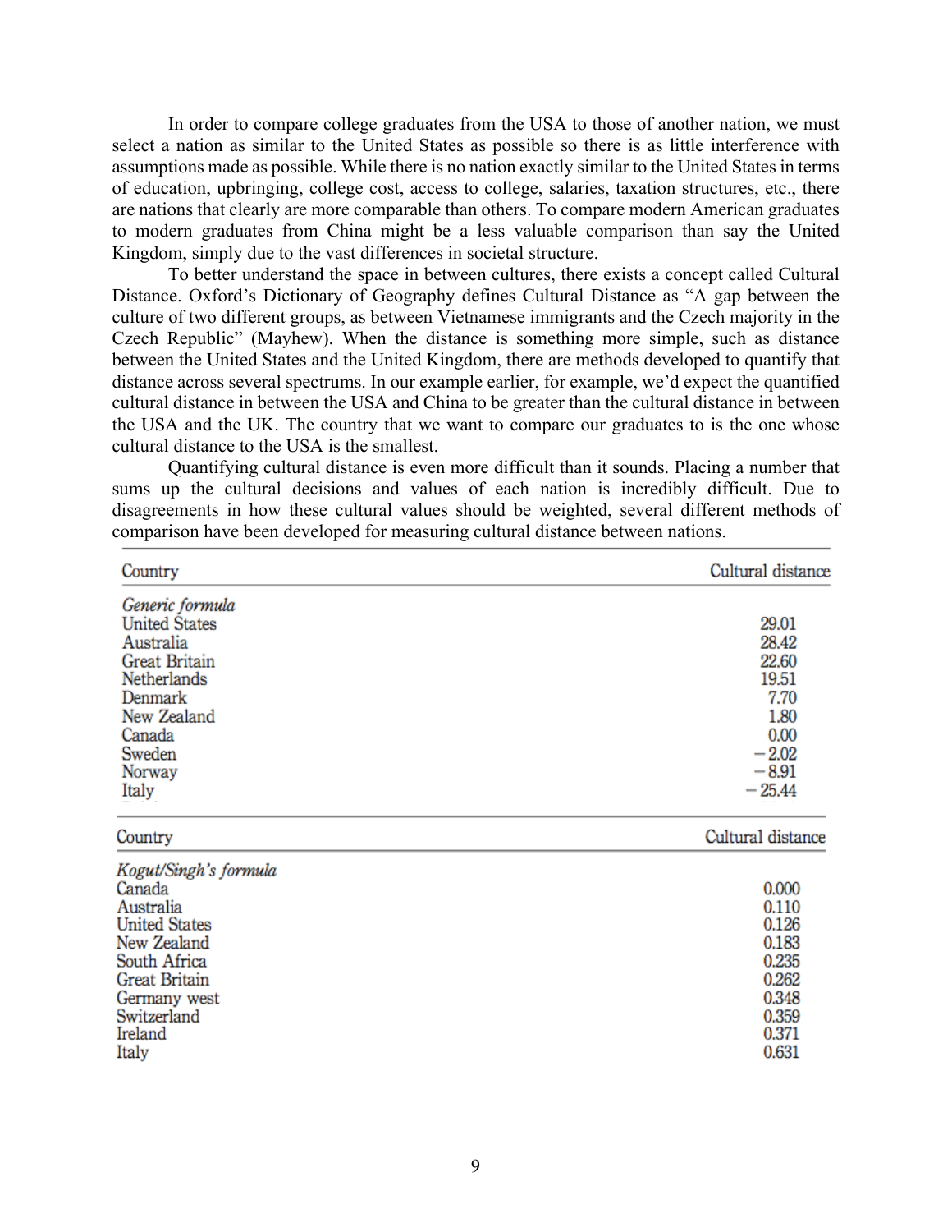In order to compare college graduates from the USA to those of another nation, we must select a nation as similar to the United States as possible so there is as little interference with assumptions made as possible. While there is no nation exactly similar to the United States in terms of education, upbringing, college cost, access to college, salaries, taxation structures, etc., there are nations that clearly are more comparable than others. To compare modern American graduates to modern graduates from China might be a less valuable comparison than say the United Kingdom, simply due to the vast differences in societal structure.

To better understand the space in between cultures, there exists a concept called Cultural Distance. Oxford's Dictionary of Geography defines Cultural Distance as "A gap between the culture of two different groups, as between Vietnamese immigrants and the Czech majority in the Czech Republic" (Mayhew). When the distance is something more simple, such as distance between the United States and the United Kingdom, there are methods developed to quantify that distance across several spectrums. In our example earlier, for example, we'd expect the quantified cultural distance in between the USA and China to be greater than the cultural distance in between the USA and the UK. The country that we want to compare our graduates to is the one whose cultural distance to the USA is the smallest.

Quantifying cultural distance is even more difficult than it sounds. Placing a number that sums up the cultural decisions and values of each nation is incredibly difficult. Due to disagreements in how these cultural values should be weighted, several different methods of comparison have been developed for measuring cultural distance between nations.

| Country | Cultural distance |
|---|---|
| *Generic formula* | |
| United States | 29.01 |
| Australia | 28.42 |
| Great Britain | 22.60 |
| Netherlands | 19.51 |
| Denmark | 7.70 |
| New Zealand | 1.80 |
| Canada | 0.00 |
| Sweden | −2.02 |
| Norway | −8.91 |
| Italy | −25.44 |

| Country | Cultural distance |
|---|---|
| *Kogut/Singh's formula* | |
| Canada | 0.000 |
| Australia | 0.110 |
| United States | 0.126 |
| New Zealand | 0.183 |
| South Africa | 0.235 |
| Great Britain | 0.262 |
| Germany west | 0.348 |
| Switzerland | 0.359 |
| Ireland | 0.371 |
| Italy | 0.631 |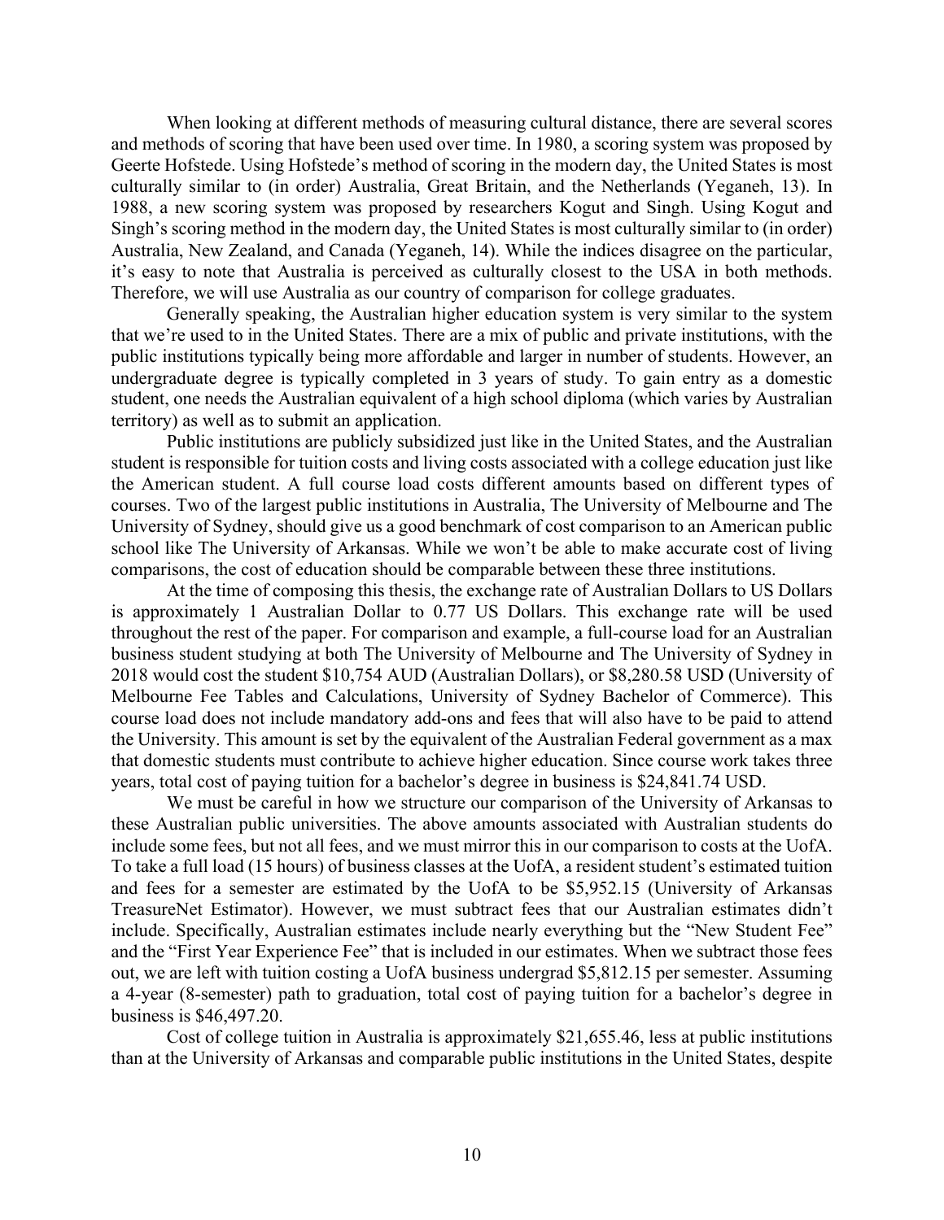When looking at different methods of measuring cultural distance, there are several scores and methods of scoring that have been used over time. In 1980, a scoring system was proposed by Geerte Hofstede. Using Hofstede's method of scoring in the modern day, the United States is most culturally similar to (in order) Australia, Great Britain, and the Netherlands (Yeganeh, 13). In 1988, a new scoring system was proposed by researchers Kogut and Singh. Using Kogut and Singh's scoring method in the modern day, the United States is most culturally similar to (in order) Australia, New Zealand, and Canada (Yeganeh, 14). While the indices disagree on the particular, it's easy to note that Australia is perceived as culturally closest to the USA in both methods. Therefore, we will use Australia as our country of comparison for college graduates.

Generally speaking, the Australian higher education system is very similar to the system that we're used to in the United States. There are a mix of public and private institutions, with the public institutions typically being more affordable and larger in number of students. However, an undergraduate degree is typically completed in 3 years of study. To gain entry as a domestic student, one needs the Australian equivalent of a high school diploma (which varies by Australian territory) as well as to submit an application.

Public institutions are publicly subsidized just like in the United States, and the Australian student is responsible for tuition costs and living costs associated with a college education just like the American student. A full course load costs different amounts based on different types of courses. Two of the largest public institutions in Australia, The University of Melbourne and The University of Sydney, should give us a good benchmark of cost comparison to an American public school like The University of Arkansas. While we won't be able to make accurate cost of living comparisons, the cost of education should be comparable between these three institutions.

At the time of composing this thesis, the exchange rate of Australian Dollars to US Dollars is approximately 1 Australian Dollar to 0.77 US Dollars. This exchange rate will be used throughout the rest of the paper. For comparison and example, a full-course load for an Australian business student studying at both The University of Melbourne and The University of Sydney in 2018 would cost the student $10,754 AUD (Australian Dollars), or $8,280.58 USD (University of Melbourne Fee Tables and Calculations, University of Sydney Bachelor of Commerce). This course load does not include mandatory add-ons and fees that will also have to be paid to attend the University. This amount is set by the equivalent of the Australian Federal government as a max that domestic students must contribute to achieve higher education. Since course work takes three years, total cost of paying tuition for a bachelor's degree in business is $24,841.74 USD.

We must be careful in how we structure our comparison of the University of Arkansas to these Australian public universities. The above amounts associated with Australian students do include some fees, but not all fees, and we must mirror this in our comparison to costs at the UofA. To take a full load (15 hours) of business classes at the UofA, a resident student's estimated tuition and fees for a semester are estimated by the UofA to be $5,952.15 (University of Arkansas TreasureNet Estimator). However, we must subtract fees that our Australian estimates didn't include. Specifically, Australian estimates include nearly everything but the "New Student Fee" and the "First Year Experience Fee" that is included in our estimates. When we subtract those fees out, we are left with tuition costing a UofA business undergrad $5,812.15 per semester. Assuming a 4-year (8-semester) path to graduation, total cost of paying tuition for a bachelor's degree in business is $46,497.20.

Cost of college tuition in Australia is approximately $21,655.46, less at public institutions than at the University of Arkansas and comparable public institutions in the United States, despite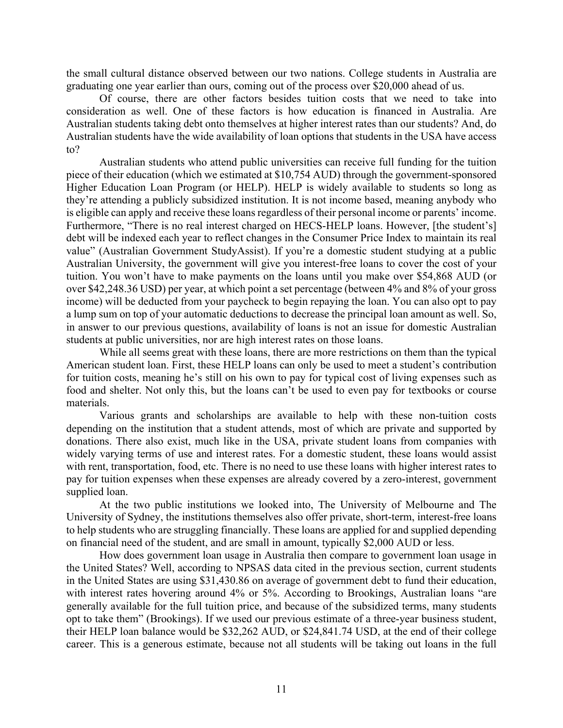the small cultural distance observed between our two nations. College students in Australia are graduating one year earlier than ours, coming out of the process over $20,000 ahead of us.

Of course, there are other factors besides tuition costs that we need to take into consideration as well. One of these factors is how education is financed in Australia. Are Australian students taking debt onto themselves at higher interest rates than our students? And, do Australian students have the wide availability of loan options that students in the USA have access to?

Australian students who attend public universities can receive full funding for the tuition piece of their education (which we estimated at $10,754 AUD) through the government-sponsored Higher Education Loan Program (or HELP). HELP is widely available to students so long as they're attending a publicly subsidized institution. It is not income based, meaning anybody who is eligible can apply and receive these loans regardless of their personal income or parents' income. Furthermore, "There is no real interest charged on HECS-HELP loans. However, [the student's] debt will be indexed each year to reflect changes in the Consumer Price Index to maintain its real value" (Australian Government StudyAssist). If you're a domestic student studying at a public Australian University, the government will give you interest-free loans to cover the cost of your tuition. You won't have to make payments on the loans until you make over $54,868 AUD (or over $42,248.36 USD) per year, at which point a set percentage (between 4% and 8% of your gross income) will be deducted from your paycheck to begin repaying the loan. You can also opt to pay a lump sum on top of your automatic deductions to decrease the principal loan amount as well. So, in answer to our previous questions, availability of loans is not an issue for domestic Australian students at public universities, nor are high interest rates on those loans.

While all seems great with these loans, there are more restrictions on them than the typical American student loan. First, these HELP loans can only be used to meet a student's contribution for tuition costs, meaning he's still on his own to pay for typical cost of living expenses such as food and shelter. Not only this, but the loans can't be used to even pay for textbooks or course materials.

Various grants and scholarships are available to help with these non-tuition costs depending on the institution that a student attends, most of which are private and supported by donations. There also exist, much like in the USA, private student loans from companies with widely varying terms of use and interest rates. For a domestic student, these loans would assist with rent, transportation, food, etc. There is no need to use these loans with higher interest rates to pay for tuition expenses when these expenses are already covered by a zero-interest, government supplied loan.

At the two public institutions we looked into, The University of Melbourne and The University of Sydney, the institutions themselves also offer private, short-term, interest-free loans to help students who are struggling financially. These loans are applied for and supplied depending on financial need of the student, and are small in amount, typically $2,000 AUD or less.

How does government loan usage in Australia then compare to government loan usage in the United States? Well, according to NPSAS data cited in the previous section, current students in the United States are using $31,430.86 on average of government debt to fund their education, with interest rates hovering around 4% or 5%. According to Brookings, Australian loans "are generally available for the full tuition price, and because of the subsidized terms, many students opt to take them" (Brookings). If we used our previous estimate of a three-year business student, their HELP loan balance would be $32,262 AUD, or $24,841.74 USD, at the end of their college career. This is a generous estimate, because not all students will be taking out loans in the full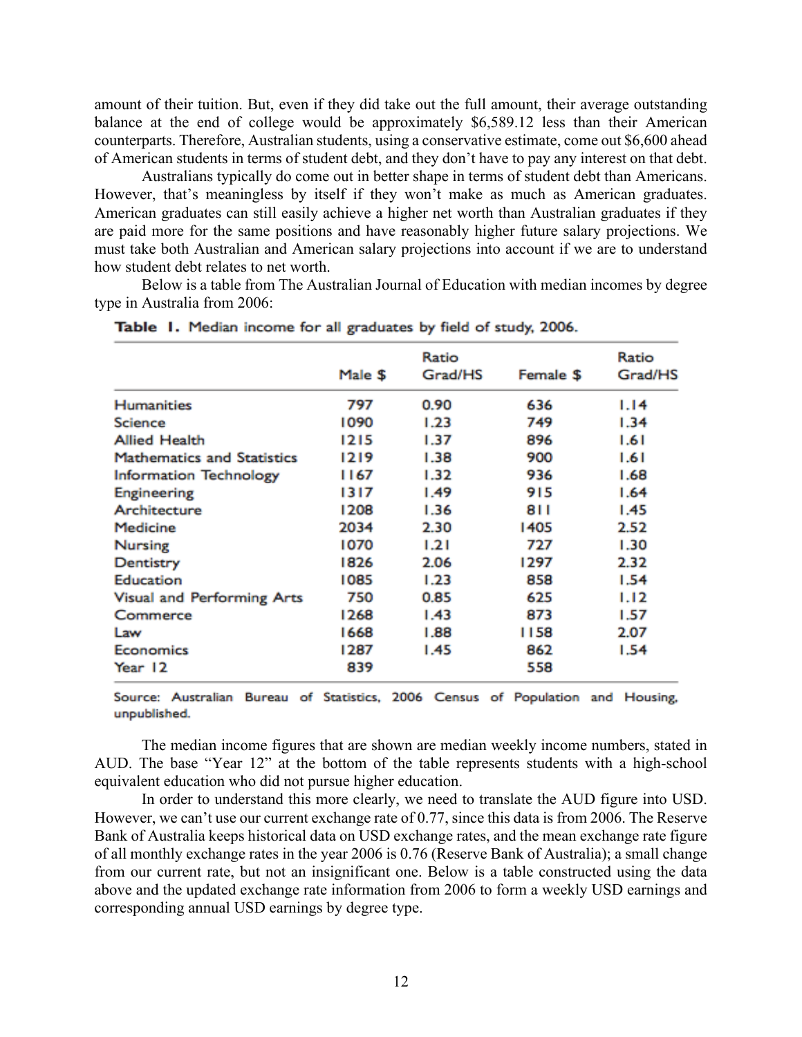amount of their tuition. But, even if they did take out the full amount, their average outstanding balance at the end of college would be approximately $6,589.12 less than their American counterparts. Therefore, Australian students, using a conservative estimate, come out $6,600 ahead of American students in terms of student debt, and they don't have to pay any interest on that debt.

Australians typically do come out in better shape in terms of student debt than Americans. However, that's meaningless by itself if they won't make as much as American graduates. American graduates can still easily achieve a higher net worth than Australian graduates if they are paid more for the same positions and have reasonably higher future salary projections. We must take both Australian and American salary projections into account if we are to understand how student debt relates to net worth.

Below is a table from The Australian Journal of Education with median incomes by degree type in Australia from 2006:

**Table 1.** Median income for all graduates by field of study, 2006.

| | Male $ | Ratio Grad/HS | Female $ | Ratio Grad/HS |
|---|---|---|---|---|
| Humanities | 797 | 0.90 | 636 | 1.14 |
| Science | 1090 | 1.23 | 749 | 1.34 |
| Allied Health | 1215 | 1.37 | 896 | 1.61 |
| Mathematics and Statistics | 1219 | 1.38 | 900 | 1.61 |
| Information Technology | 1167 | 1.32 | 936 | 1.68 |
| Engineering | 1317 | 1.49 | 915 | 1.64 |
| Architecture | 1208 | 1.36 | 811 | 1.45 |
| Medicine | 2034 | 2.30 | 1405 | 2.52 |
| Nursing | 1070 | 1.21 | 727 | 1.30 |
| Dentistry | 1826 | 2.06 | 1297 | 2.32 |
| Education | 1085 | 1.23 | 858 | 1.54 |
| Visual and Performing Arts | 750 | 0.85 | 625 | 1.12 |
| Commerce | 1268 | 1.43 | 873 | 1.57 |
| Law | 1668 | 1.88 | 1158 | 2.07 |
| Economics | 1287 | 1.45 | 862 | 1.54 |
| Year 12 | 839 | | 558 | |

Source: Australian Bureau of Statistics, 2006 Census of Population and Housing, unpublished.

The median income figures that are shown are median weekly income numbers, stated in AUD. The base "Year 12" at the bottom of the table represents students with a high-school equivalent education who did not pursue higher education.

In order to understand this more clearly, we need to translate the AUD figure into USD. However, we can't use our current exchange rate of 0.77, since this data is from 2006. The Reserve Bank of Australia keeps historical data on USD exchange rates, and the mean exchange rate figure of all monthly exchange rates in the year 2006 is 0.76 (Reserve Bank of Australia); a small change from our current rate, but not an insignificant one. Below is a table constructed using the data above and the updated exchange rate information from 2006 to form a weekly USD earnings and corresponding annual USD earnings by degree type.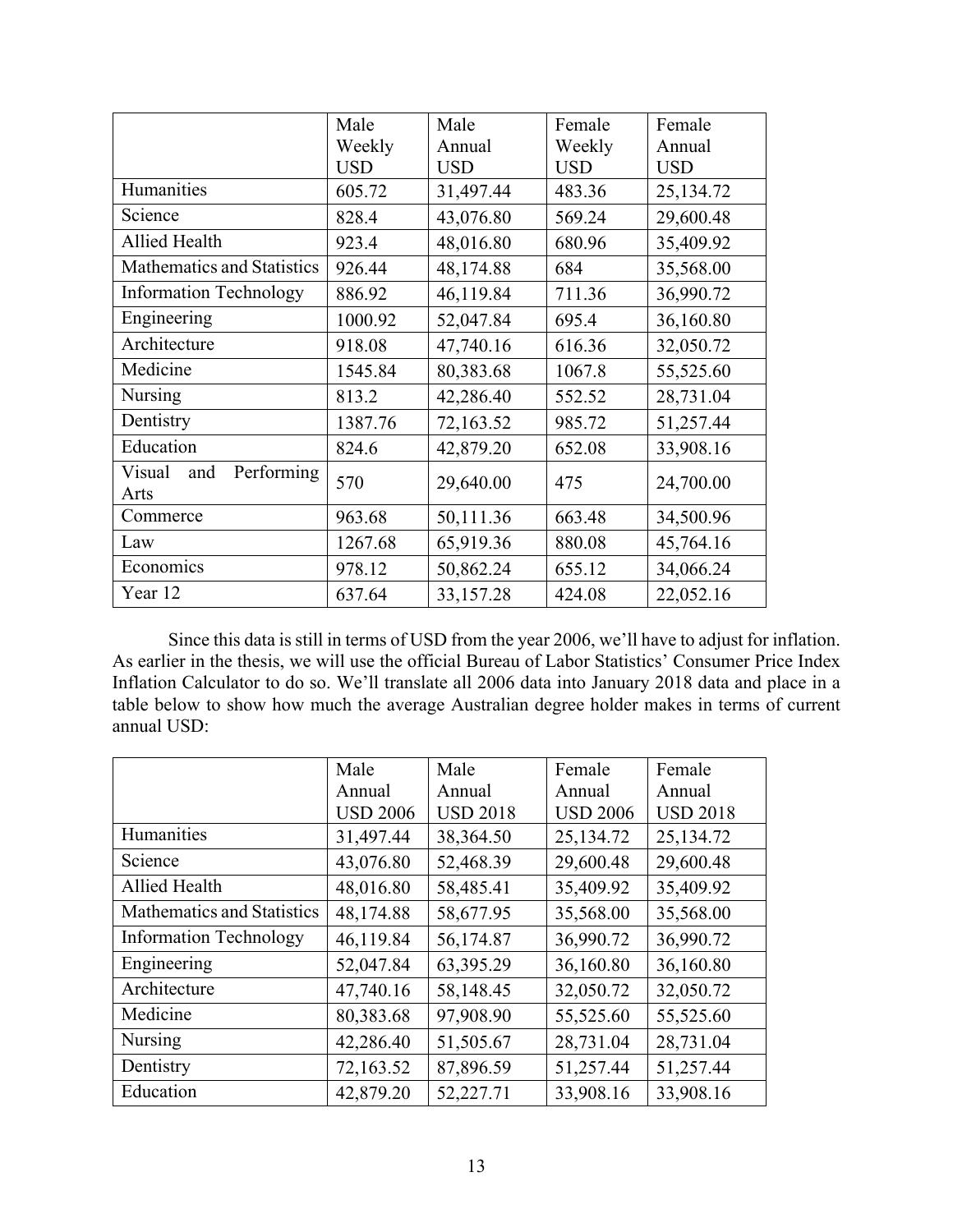| | Male Weekly USD | Male Annual USD | Female Weekly USD | Female Annual USD |
|---|---|---|---|---|
| Humanities | 605.72 | 31,497.44 | 483.36 | 25,134.72 |
| Science | 828.4 | 43,076.80 | 569.24 | 29,600.48 |
| Allied Health | 923.4 | 48,016.80 | 680.96 | 35,409.92 |
| Mathematics and Statistics | 926.44 | 48,174.88 | 684 | 35,568.00 |
| Information Technology | 886.92 | 46,119.84 | 711.36 | 36,990.72 |
| Engineering | 1000.92 | 52,047.84 | 695.4 | 36,160.80 |
| Architecture | 918.08 | 47,740.16 | 616.36 | 32,050.72 |
| Medicine | 1545.84 | 80,383.68 | 1067.8 | 55,525.60 |
| Nursing | 813.2 | 42,286.40 | 552.52 | 28,731.04 |
| Dentistry | 1387.76 | 72,163.52 | 985.72 | 51,257.44 |
| Education | 824.6 | 42,879.20 | 652.08 | 33,908.16 |
| Visual and Performing Arts | 570 | 29,640.00 | 475 | 24,700.00 |
| Commerce | 963.68 | 50,111.36 | 663.48 | 34,500.96 |
| Law | 1267.68 | 65,919.36 | 880.08 | 45,764.16 |
| Economics | 978.12 | 50,862.24 | 655.12 | 34,066.24 |
| Year 12 | 637.64 | 33,157.28 | 424.08 | 22,052.16 |

Since this data is still in terms of USD from the year 2006, we'll have to adjust for inflation. As earlier in the thesis, we will use the official Bureau of Labor Statistics' Consumer Price Index Inflation Calculator to do so. We'll translate all 2006 data into January 2018 data and place in a table below to show how much the average Australian degree holder makes in terms of current annual USD:

| | Male Annual USD 2006 | Male Annual USD 2018 | Female Annual USD 2006 | Female Annual USD 2018 |
|---|---|---|---|---|
| Humanities | 31,497.44 | 38,364.50 | 25,134.72 | 25,134.72 |
| Science | 43,076.80 | 52,468.39 | 29,600.48 | 29,600.48 |
| Allied Health | 48,016.80 | 58,485.41 | 35,409.92 | 35,409.92 |
| Mathematics and Statistics | 48,174.88 | 58,677.95 | 35,568.00 | 35,568.00 |
| Information Technology | 46,119.84 | 56,174.87 | 36,990.72 | 36,990.72 |
| Engineering | 52,047.84 | 63,395.29 | 36,160.80 | 36,160.80 |
| Architecture | 47,740.16 | 58,148.45 | 32,050.72 | 32,050.72 |
| Medicine | 80,383.68 | 97,908.90 | 55,525.60 | 55,525.60 |
| Nursing | 42,286.40 | 51,505.67 | 28,731.04 | 28,731.04 |
| Dentistry | 72,163.52 | 87,896.59 | 51,257.44 | 51,257.44 |
| Education | 42,879.20 | 52,227.71 | 33,908.16 | 33,908.16 |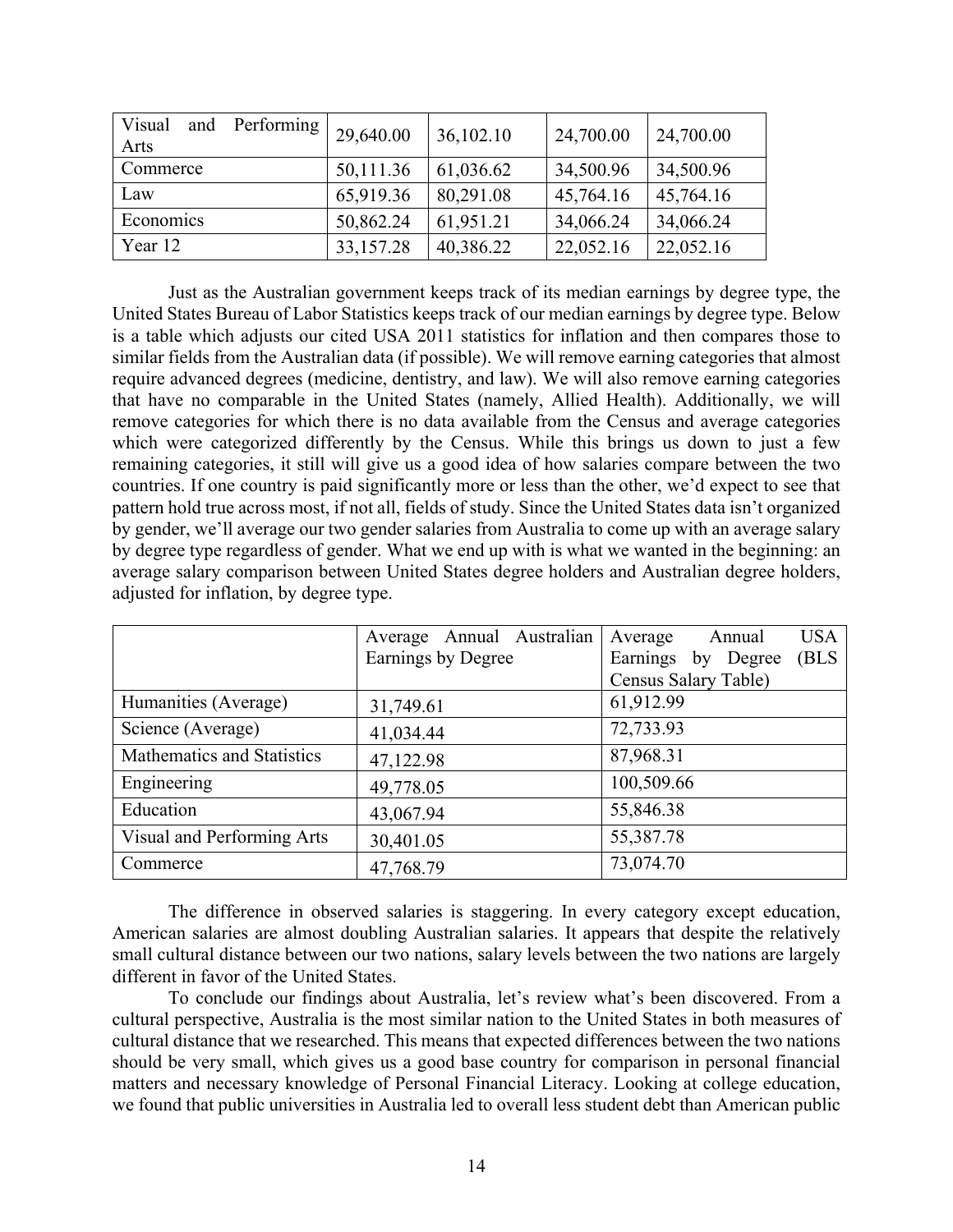| Visual and Performing Arts | 29,640.00 | 36,102.10 | 24,700.00 | 24,700.00 |
|---|---|---|---|---|
| Commerce | 50,111.36 | 61,036.62 | 34,500.96 | 34,500.96 |
| Law | 65,919.36 | 80,291.08 | 45,764.16 | 45,764.16 |
| Economics | 50,862.24 | 61,951.21 | 34,066.24 | 34,066.24 |
| Year 12 | 33,157.28 | 40,386.22 | 22,052.16 | 22,052.16 |

Just as the Australian government keeps track of its median earnings by degree type, the United States Bureau of Labor Statistics keeps track of our median earnings by degree type. Below is a table which adjusts our cited USA 2011 statistics for inflation and then compares those to similar fields from the Australian data (if possible). We will remove earning categories that almost require advanced degrees (medicine, dentistry, and law). We will also remove earning categories that have no comparable in the United States (namely, Allied Health). Additionally, we will remove categories for which there is no data available from the Census and average categories which were categorized differently by the Census. While this brings us down to just a few remaining categories, it still will give us a good idea of how salaries compare between the two countries. If one country is paid significantly more or less than the other, we'd expect to see that pattern hold true across most, if not all, fields of study. Since the United States data isn't organized by gender, we'll average our two gender salaries from Australia to come up with an average salary by degree type regardless of gender. What we end up with is what we wanted in the beginning: an average salary comparison between United States degree holders and Australian degree holders, adjusted for inflation, by degree type.

| | Average Annual Australian Earnings by Degree | Average Annual USA Earnings by Degree (BLS Census Salary Table) |
|---|---|---|
| Humanities (Average) | 31,749.61 | 61,912.99 |
| Science (Average) | 41,034.44 | 72,733.93 |
| Mathematics and Statistics | 47,122.98 | 87,968.31 |
| Engineering | 49,778.05 | 100,509.66 |
| Education | 43,067.94 | 55,846.38 |
| Visual and Performing Arts | 30,401.05 | 55,387.78 |
| Commerce | 47,768.79 | 73,074.70 |

The difference in observed salaries is staggering. In every category except education, American salaries are almost doubling Australian salaries. It appears that despite the relatively small cultural distance between our two nations, salary levels between the two nations are largely different in favor of the United States.

To conclude our findings about Australia, let's review what's been discovered. From a cultural perspective, Australia is the most similar nation to the United States in both measures of cultural distance that we researched. This means that expected differences between the two nations should be very small, which gives us a good base country for comparison in personal financial matters and necessary knowledge of Personal Financial Literacy. Looking at college education, we found that public universities in Australia led to overall less student debt than American public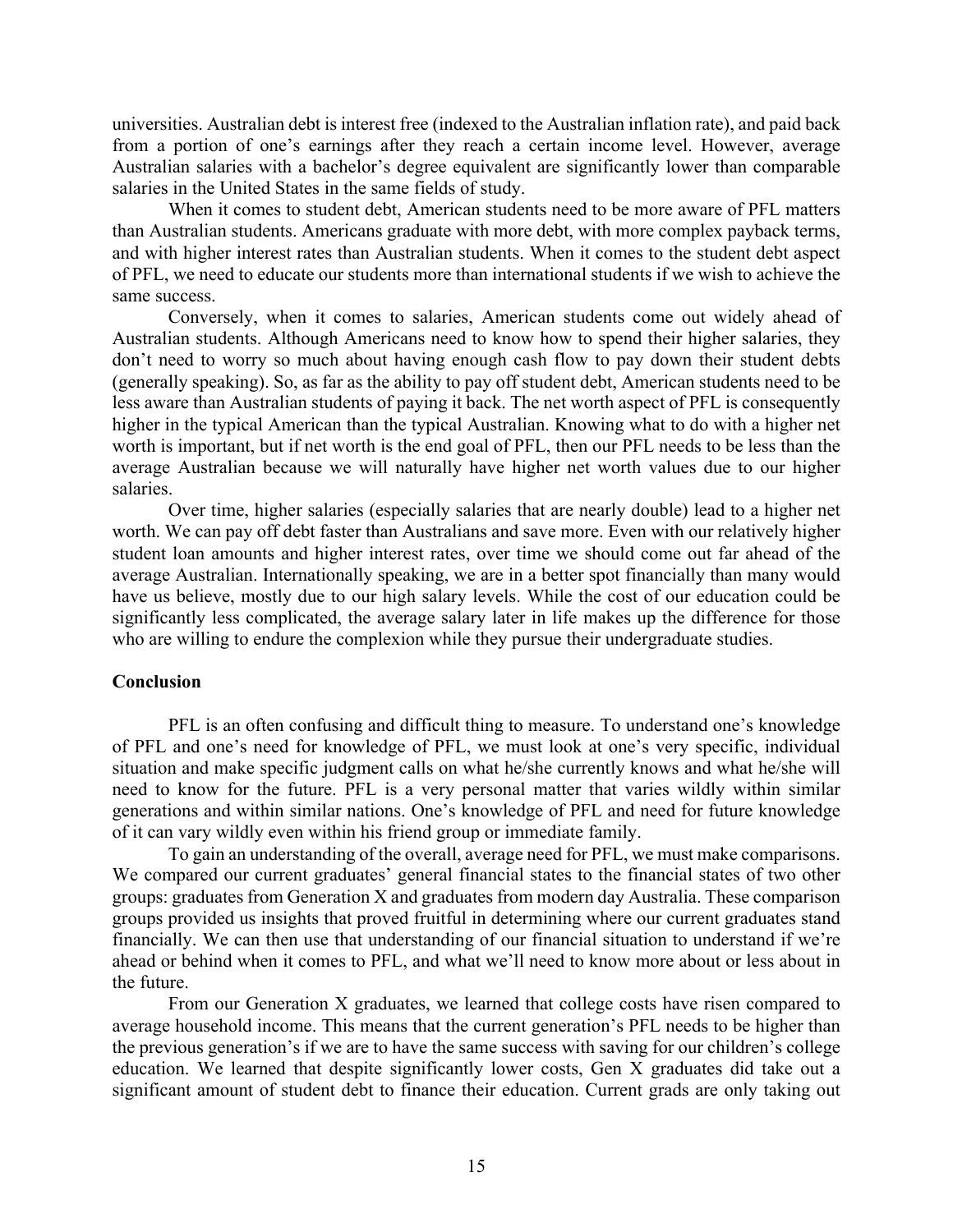universities. Australian debt is interest free (indexed to the Australian inflation rate), and paid back from a portion of one's earnings after they reach a certain income level. However, average Australian salaries with a bachelor's degree equivalent are significantly lower than comparable salaries in the United States in the same fields of study.

When it comes to student debt, American students need to be more aware of PFL matters than Australian students. Americans graduate with more debt, with more complex payback terms, and with higher interest rates than Australian students. When it comes to the student debt aspect of PFL, we need to educate our students more than international students if we wish to achieve the same success.

Conversely, when it comes to salaries, American students come out widely ahead of Australian students. Although Americans need to know how to spend their higher salaries, they don't need to worry so much about having enough cash flow to pay down their student debts (generally speaking). So, as far as the ability to pay off student debt, American students need to be less aware than Australian students of paying it back. The net worth aspect of PFL is consequently higher in the typical American than the typical Australian. Knowing what to do with a higher net worth is important, but if net worth is the end goal of PFL, then our PFL needs to be less than the average Australian because we will naturally have higher net worth values due to our higher salaries.

Over time, higher salaries (especially salaries that are nearly double) lead to a higher net worth. We can pay off debt faster than Australians and save more. Even with our relatively higher student loan amounts and higher interest rates, over time we should come out far ahead of the average Australian. Internationally speaking, we are in a better spot financially than many would have us believe, mostly due to our high salary levels. While the cost of our education could be significantly less complicated, the average salary later in life makes up the difference for those who are willing to endure the complexion while they pursue their undergraduate studies.

**Conclusion**

PFL is an often confusing and difficult thing to measure. To understand one's knowledge of PFL and one's need for knowledge of PFL, we must look at one's very specific, individual situation and make specific judgment calls on what he/she currently knows and what he/she will need to know for the future. PFL is a very personal matter that varies wildly within similar generations and within similar nations. One's knowledge of PFL and need for future knowledge of it can vary wildly even within his friend group or immediate family.

To gain an understanding of the overall, average need for PFL, we must make comparisons. We compared our current graduates' general financial states to the financial states of two other groups: graduates from Generation X and graduates from modern day Australia. These comparison groups provided us insights that proved fruitful in determining where our current graduates stand financially. We can then use that understanding of our financial situation to understand if we're ahead or behind when it comes to PFL, and what we'll need to know more about or less about in the future.

From our Generation X graduates, we learned that college costs have risen compared to average household income. This means that the current generation's PFL needs to be higher than the previous generation's if we are to have the same success with saving for our children's college education. We learned that despite significantly lower costs, Gen X graduates did take out a significant amount of student debt to finance their education. Current grads are only taking out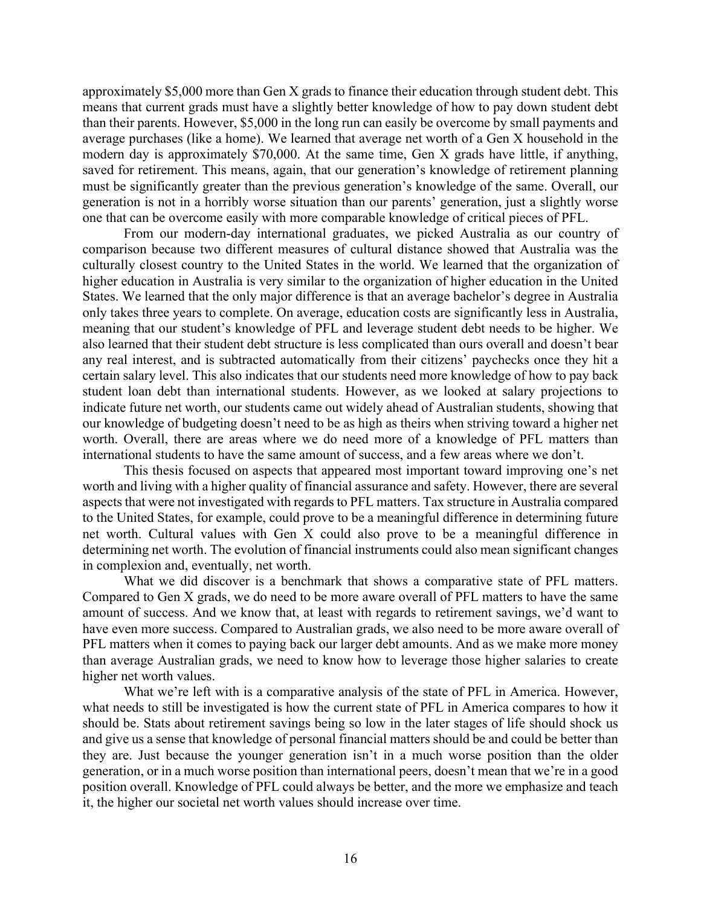approximately $5,000 more than Gen X grads to finance their education through student debt. This means that current grads must have a slightly better knowledge of how to pay down student debt than their parents. However, $5,000 in the long run can easily be overcome by small payments and average purchases (like a home). We learned that average net worth of a Gen X household in the modern day is approximately $70,000. At the same time, Gen X grads have little, if anything, saved for retirement. This means, again, that our generation's knowledge of retirement planning must be significantly greater than the previous generation's knowledge of the same. Overall, our generation is not in a horribly worse situation than our parents' generation, just a slightly worse one that can be overcome easily with more comparable knowledge of critical pieces of PFL.

From our modern-day international graduates, we picked Australia as our country of comparison because two different measures of cultural distance showed that Australia was the culturally closest country to the United States in the world. We learned that the organization of higher education in Australia is very similar to the organization of higher education in the United States. We learned that the only major difference is that an average bachelor's degree in Australia only takes three years to complete. On average, education costs are significantly less in Australia, meaning that our student's knowledge of PFL and leverage student debt needs to be higher. We also learned that their student debt structure is less complicated than ours overall and doesn't bear any real interest, and is subtracted automatically from their citizens' paychecks once they hit a certain salary level. This also indicates that our students need more knowledge of how to pay back student loan debt than international students. However, as we looked at salary projections to indicate future net worth, our students came out widely ahead of Australian students, showing that our knowledge of budgeting doesn't need to be as high as theirs when striving toward a higher net worth. Overall, there are areas where we do need more of a knowledge of PFL matters than international students to have the same amount of success, and a few areas where we don't.

This thesis focused on aspects that appeared most important toward improving one's net worth and living with a higher quality of financial assurance and safety. However, there are several aspects that were not investigated with regards to PFL matters. Tax structure in Australia compared to the United States, for example, could prove to be a meaningful difference in determining future net worth. Cultural values with Gen X could also prove to be a meaningful difference in determining net worth. The evolution of financial instruments could also mean significant changes in complexion and, eventually, net worth.

What we did discover is a benchmark that shows a comparative state of PFL matters. Compared to Gen X grads, we do need to be more aware overall of PFL matters to have the same amount of success. And we know that, at least with regards to retirement savings, we'd want to have even more success. Compared to Australian grads, we also need to be more aware overall of PFL matters when it comes to paying back our larger debt amounts. And as we make more money than average Australian grads, we need to know how to leverage those higher salaries to create higher net worth values.

What we're left with is a comparative analysis of the state of PFL in America. However, what needs to still be investigated is how the current state of PFL in America compares to how it should be. Stats about retirement savings being so low in the later stages of life should shock us and give us a sense that knowledge of personal financial matters should be and could be better than they are. Just because the younger generation isn't in a much worse position than the older generation, or in a much worse position than international peers, doesn't mean that we're in a good position overall. Knowledge of PFL could always be better, and the more we emphasize and teach it, the higher our societal net worth values should increase over time.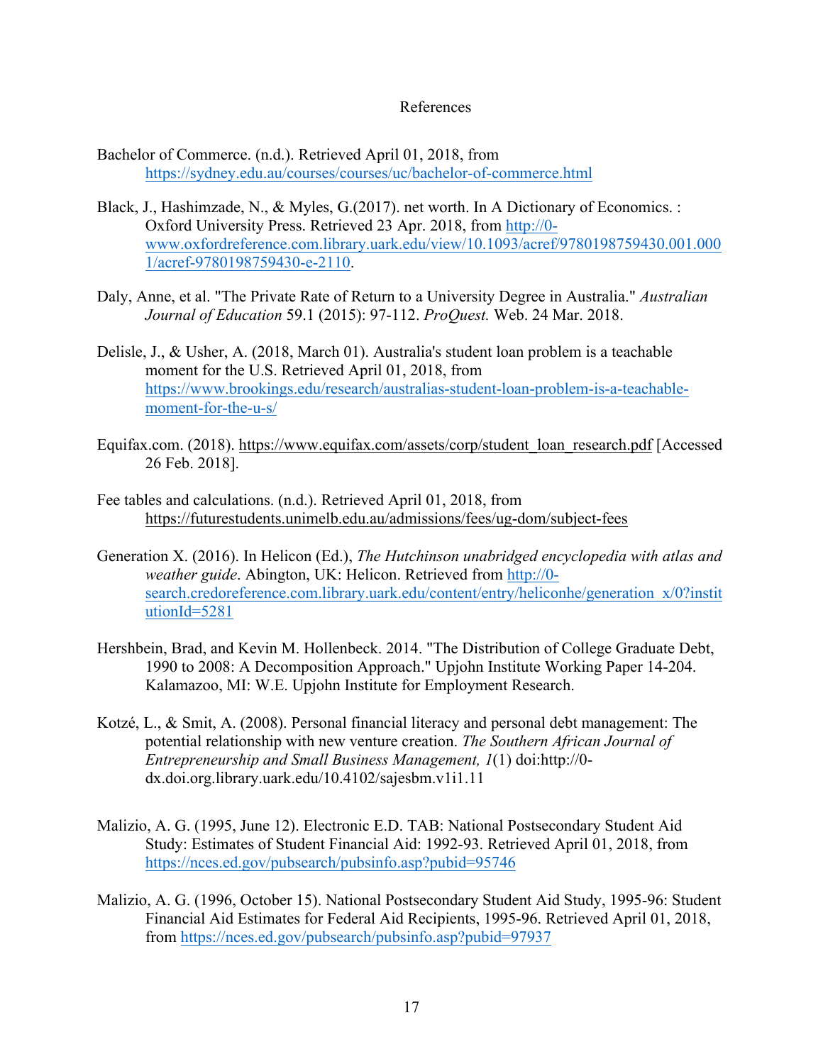# References

Bachelor of Commerce. (n.d.). Retrieved April 01, 2018, from https://sydney.edu.au/courses/courses/uc/bachelor-of-commerce.html

Black, J., Hashimzade, N., & Myles, G.(2017). net worth. In A Dictionary of Economics. : Oxford University Press. Retrieved 23 Apr. 2018, from http://0-www.oxfordreference.com.library.uark.edu/view/10.1093/acref/9780198759430.001.0001/acref-9780198759430-e-2110.

Daly, Anne, et al. "The Private Rate of Return to a University Degree in Australia." *Australian Journal of Education* 59.1 (2015): 97-112. *ProQuest.* Web. 24 Mar. 2018.

Delisle, J., & Usher, A. (2018, March 01). Australia's student loan problem is a teachable moment for the U.S. Retrieved April 01, 2018, from https://www.brookings.edu/research/australias-student-loan-problem-is-a-teachable-moment-for-the-u-s/

Equifax.com. (2018). https://www.equifax.com/assets/corp/student_loan_research.pdf [Accessed 26 Feb. 2018].

Fee tables and calculations. (n.d.). Retrieved April 01, 2018, from https://futurestudents.unimelb.edu.au/admissions/fees/ug-dom/subject-fees

Generation X. (2016). In Helicon (Ed.), *The Hutchinson unabridged encyclopedia with atlas and weather guide*. Abington, UK: Helicon. Retrieved from http://0-search.credoreference.com.library.uark.edu/content/entry/heliconhe/generation_x/0?institutionId=5281

Hershbein, Brad, and Kevin M. Hollenbeck. 2014. "The Distribution of College Graduate Debt, 1990 to 2008: A Decomposition Approach." Upjohn Institute Working Paper 14-204. Kalamazoo, MI: W.E. Upjohn Institute for Employment Research.

Kotzé, L., & Smit, A. (2008). Personal financial literacy and personal debt management: The potential relationship with new venture creation. *The Southern African Journal of Entrepreneurship and Small Business Management, 1*(1) doi:http://0-dx.doi.org.library.uark.edu/10.4102/sajesbm.v1i1.11

Malizio, A. G. (1995, June 12). Electronic E.D. TAB: National Postsecondary Student Aid Study: Estimates of Student Financial Aid: 1992-93. Retrieved April 01, 2018, from https://nces.ed.gov/pubsearch/pubsinfo.asp?pubid=95746

Malizio, A. G. (1996, October 15). National Postsecondary Student Aid Study, 1995-96: Student Financial Aid Estimates for Federal Aid Recipients, 1995-96. Retrieved April 01, 2018, from https://nces.ed.gov/pubsearch/pubsinfo.asp?pubid=97937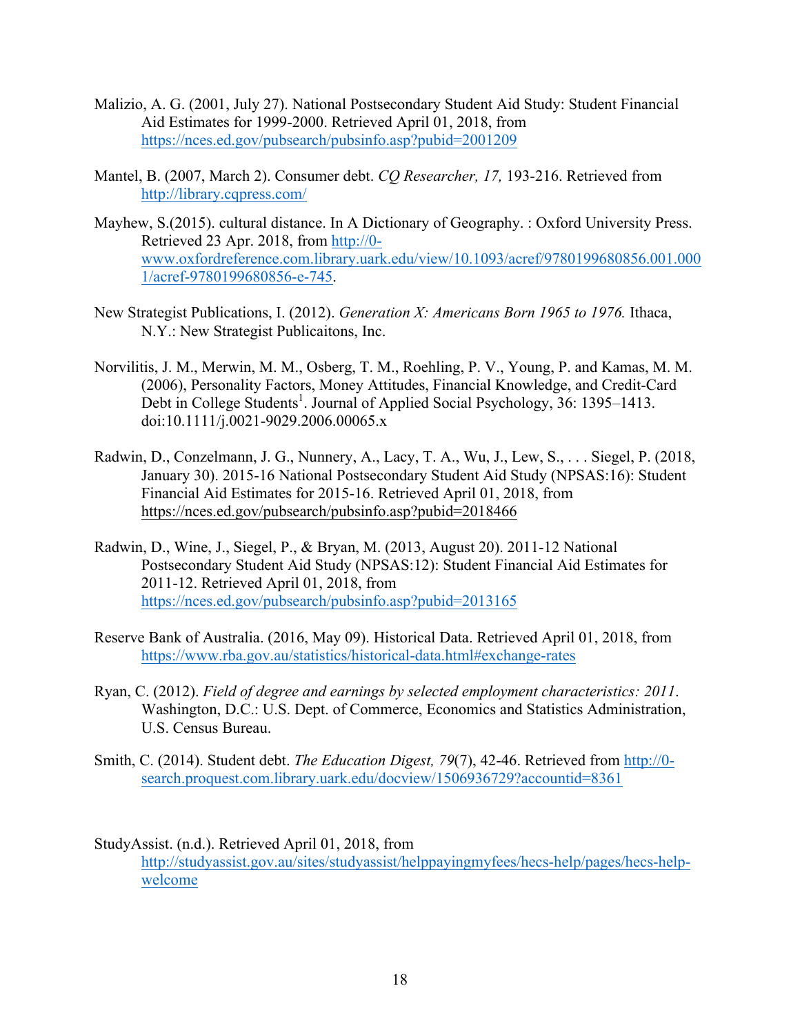Malizio, A. G. (2001, July 27). National Postsecondary Student Aid Study: Student Financial Aid Estimates for 1999-2000. Retrieved April 01, 2018, from https://nces.ed.gov/pubsearch/pubsinfo.asp?pubid=2001209

Mantel, B. (2007, March 2). Consumer debt. *CQ Researcher, 17,* 193-216. Retrieved from http://library.cqpress.com/

Mayhew, S.(2015). cultural distance. In A Dictionary of Geography. : Oxford University Press. Retrieved 23 Apr. 2018, from http://0-www.oxfordreference.com.library.uark.edu/view/10.1093/acref/9780199680856.001.0001/acref-9780199680856-e-745.

New Strategist Publications, I. (2012). *Generation X: Americans Born 1965 to 1976.* Ithaca, N.Y.: New Strategist Publicaitons, Inc.

Norvilitis, J. M., Merwin, M. M., Osberg, T. M., Roehling, P. V., Young, P. and Kamas, M. M. (2006), Personality Factors, Money Attitudes, Financial Knowledge, and Credit-Card Debt in College Students[1]. Journal of Applied Social Psychology, 36: 1395–1413. doi:10.1111/j.0021-9029.2006.00065.x

Radwin, D., Conzelmann, J. G., Nunnery, A., Lacy, T. A., Wu, J., Lew, S., . . . Siegel, P. (2018, January 30). 2015-16 National Postsecondary Student Aid Study (NPSAS:16): Student Financial Aid Estimates for 2015-16. Retrieved April 01, 2018, from https://nces.ed.gov/pubsearch/pubsinfo.asp?pubid=2018466

Radwin, D., Wine, J., Siegel, P., & Bryan, M. (2013, August 20). 2011-12 National Postsecondary Student Aid Study (NPSAS:12): Student Financial Aid Estimates for 2011-12. Retrieved April 01, 2018, from https://nces.ed.gov/pubsearch/pubsinfo.asp?pubid=2013165

Reserve Bank of Australia. (2016, May 09). Historical Data. Retrieved April 01, 2018, from https://www.rba.gov.au/statistics/historical-data.html#exchange-rates

Ryan, C. (2012). *Field of degree and earnings by selected employment characteristics: 2011*. Washington, D.C.: U.S. Dept. of Commerce, Economics and Statistics Administration, U.S. Census Bureau.

Smith, C. (2014). Student debt. *The Education Digest, 79*(7), 42-46. Retrieved from http://0-search.proquest.com.library.uark.edu/docview/1506936729?accountid=8361

StudyAssist. (n.d.). Retrieved April 01, 2018, from http://studyassist.gov.au/sites/studyassist/helppayingmyfees/hecs-help/pages/hecs-help-welcome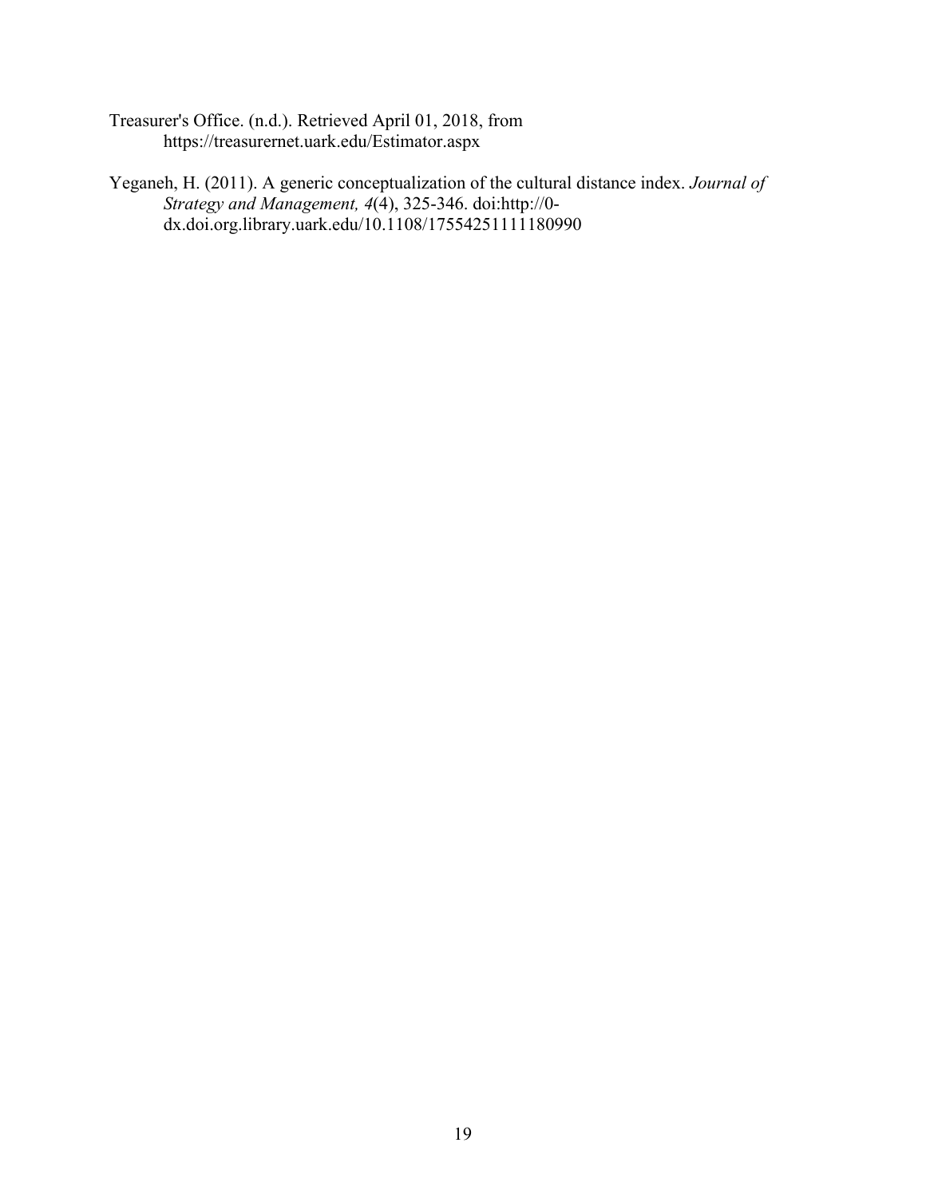Treasurer's Office. (n.d.). Retrieved April 01, 2018, from https://treasurernet.uark.edu/Estimator.aspx

Yeganeh, H. (2011). A generic conceptualization of the cultural distance index. *Journal of Strategy and Management, 4*(4), 325-346. doi:http://0-dx.doi.org.library.uark.edu/10.1108/17554251111180990